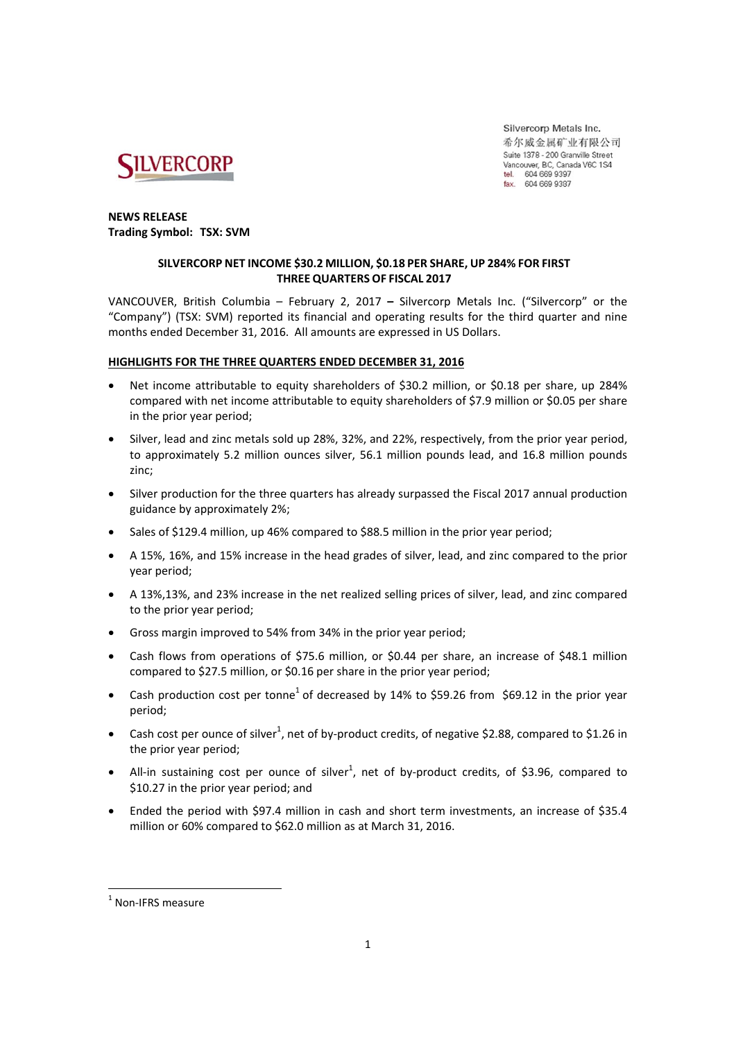Silvercorp Metals Inc.
希尔威金属矿业有限公司
Suite 1378 - 200 Granville Street
Vancouver, BC, Canada V6C 1S4
tel. 604 669 9397
fax. 604 669 9387

**NEWS RELEASE**
**Trading Symbol: TSX: SVM**

**SILVERCORP NET INCOME $30.2 MILLION, $0.18 PER SHARE, UP 284% FOR FIRST THREE QUARTERS OF FISCAL 2017**

VANCOUVER, British Columbia – February 2, 2017 – Silvercorp Metals Inc. ("Silvercorp" or the "Company") (TSX: SVM) reported its financial and operating results for the third quarter and nine months ended December 31, 2016. All amounts are expressed in US Dollars.

**HIGHLIGHTS FOR THE THREE QUARTERS ENDED DECEMBER 31, 2016**

- Net income attributable to equity shareholders of $30.2 million, or $0.18 per share, up 284% compared with net income attributable to equity shareholders of $7.9 million or $0.05 per share in the prior year period;
- Silver, lead and zinc metals sold up 28%, 32%, and 22%, respectively, from the prior year period, to approximately 5.2 million ounces silver, 56.1 million pounds lead, and 16.8 million pounds zinc;
- Silver production for the three quarters has already surpassed the Fiscal 2017 annual production guidance by approximately 2%;
- Sales of $129.4 million, up 46% compared to $88.5 million in the prior year period;
- A 15%, 16%, and 15% increase in the head grades of silver, lead, and zinc compared to the prior year period;
- A 13%,13%, and 23% increase in the net realized selling prices of silver, lead, and zinc compared to the prior year period;
- Gross margin improved to 54% from 34% in the prior year period;
- Cash flows from operations of $75.6 million, or $0.44 per share, an increase of $48.1 million compared to $27.5 million, or $0.16 per share in the prior year period;
- Cash production cost per tonne[1] of decreased by 14% to $59.26 from $69.12 in the prior year period;
- Cash cost per ounce of silver[1], net of by-product credits, of negative $2.88, compared to $1.26 in the prior year period;
- All-in sustaining cost per ounce of silver[1], net of by-product credits, of $3.96, compared to $10.27 in the prior year period; and
- Ended the period with $97.4 million in cash and short term investments, an increase of $35.4 million or 60% compared to $62.0 million as at March 31, 2016.

[1] Non-IFRS measure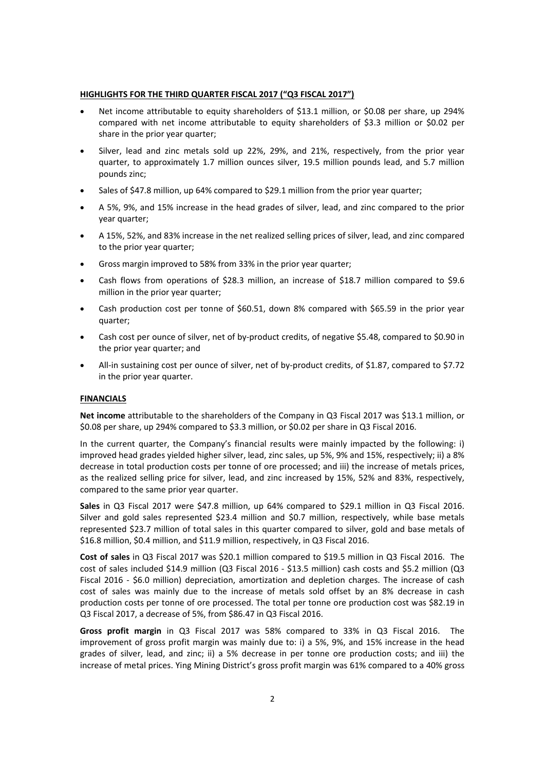**HIGHLIGHTS FOR THE THIRD QUARTER FISCAL 2017 ("Q3 FISCAL 2017")**

- Net income attributable to equity shareholders of $13.1 million, or $0.08 per share, up 294% compared with net income attributable to equity shareholders of $3.3 million or $0.02 per share in the prior year quarter;
- Silver, lead and zinc metals sold up 22%, 29%, and 21%, respectively, from the prior year quarter, to approximately 1.7 million ounces silver, 19.5 million pounds lead, and 5.7 million pounds zinc;
- Sales of $47.8 million, up 64% compared to $29.1 million from the prior year quarter;
- A 5%, 9%, and 15% increase in the head grades of silver, lead, and zinc compared to the prior year quarter;
- A 15%, 52%, and 83% increase in the net realized selling prices of silver, lead, and zinc compared to the prior year quarter;
- Gross margin improved to 58% from 33% in the prior year quarter;
- Cash flows from operations of $28.3 million, an increase of $18.7 million compared to $9.6 million in the prior year quarter;
- Cash production cost per tonne of $60.51, down 8% compared with $65.59 in the prior year quarter;
- Cash cost per ounce of silver, net of by-product credits, of negative $5.48, compared to $0.90 in the prior year quarter; and
- All-in sustaining cost per ounce of silver, net of by-product credits, of $1.87, compared to $7.72 in the prior year quarter.

**FINANCIALS**

**Net income** attributable to the shareholders of the Company in Q3 Fiscal 2017 was $13.1 million, or $0.08 per share, up 294% compared to $3.3 million, or $0.02 per share in Q3 Fiscal 2016.

In the current quarter, the Company's financial results were mainly impacted by the following: i) improved head grades yielded higher silver, lead, zinc sales, up 5%, 9% and 15%, respectively; ii) a 8% decrease in total production costs per tonne of ore processed; and iii) the increase of metals prices, as the realized selling price for silver, lead, and zinc increased by 15%, 52% and 83%, respectively, compared to the same prior year quarter.

**Sales** in Q3 Fiscal 2017 were $47.8 million, up 64% compared to $29.1 million in Q3 Fiscal 2016. Silver and gold sales represented $23.4 million and $0.7 million, respectively, while base metals represented $23.7 million of total sales in this quarter compared to silver, gold and base metals of $16.8 million, $0.4 million, and $11.9 million, respectively, in Q3 Fiscal 2016.

**Cost of sales** in Q3 Fiscal 2017 was $20.1 million compared to $19.5 million in Q3 Fiscal 2016. The cost of sales included $14.9 million (Q3 Fiscal 2016 - $13.5 million) cash costs and $5.2 million (Q3 Fiscal 2016 - $6.0 million) depreciation, amortization and depletion charges. The increase of cash cost of sales was mainly due to the increase of metals sold offset by an 8% decrease in cash production costs per tonne of ore processed. The total per tonne ore production cost was $82.19 in Q3 Fiscal 2017, a decrease of 5%, from $86.47 in Q3 Fiscal 2016.

**Gross profit margin** in Q3 Fiscal 2017 was 58% compared to 33% in Q3 Fiscal 2016. The improvement of gross profit margin was mainly due to: i) a 5%, 9%, and 15% increase in the head grades of silver, lead, and zinc; ii) a 5% decrease in per tonne ore production costs; and iii) the increase of metal prices. Ying Mining District's gross profit margin was 61% compared to a 40% gross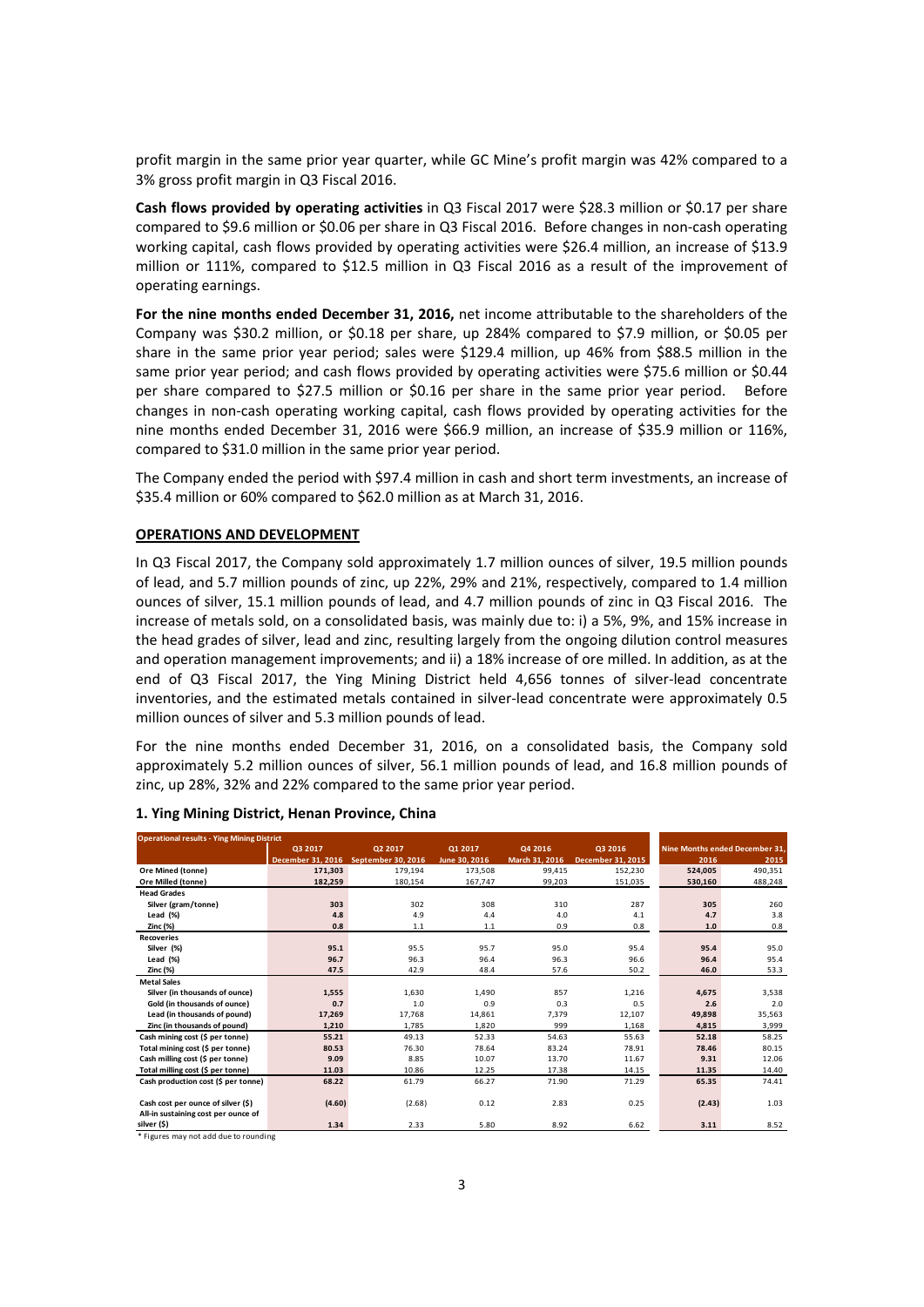profit margin in the same prior year quarter, while GC Mine's profit margin was 42% compared to a 3% gross profit margin in Q3 Fiscal 2016.

**Cash flows provided by operating activities** in Q3 Fiscal 2017 were $28.3 million or $0.17 per share compared to $9.6 million or $0.06 per share in Q3 Fiscal 2016. Before changes in non-cash operating working capital, cash flows provided by operating activities were $26.4 million, an increase of $13.9 million or 111%, compared to $12.5 million in Q3 Fiscal 2016 as a result of the improvement of operating earnings.

**For the nine months ended December 31, 2016,** net income attributable to the shareholders of the Company was $30.2 million, or $0.18 per share, up 284% compared to $7.9 million, or $0.05 per share in the same prior year period; sales were $129.4 million, up 46% from $88.5 million in the same prior year period; and cash flows provided by operating activities were $75.6 million or $0.44 per share compared to $27.5 million or $0.16 per share in the same prior year period. Before changes in non-cash operating working capital, cash flows provided by operating activities for the nine months ended December 31, 2016 were $66.9 million, an increase of $35.9 million or 116%, compared to $31.0 million in the same prior year period.

The Company ended the period with $97.4 million in cash and short term investments, an increase of $35.4 million or 60% compared to $62.0 million as at March 31, 2016.

## OPERATIONS AND DEVELOPMENT

In Q3 Fiscal 2017, the Company sold approximately 1.7 million ounces of silver, 19.5 million pounds of lead, and 5.7 million pounds of zinc, up 22%, 29% and 21%, respectively, compared to 1.4 million ounces of silver, 15.1 million pounds of lead, and 4.7 million pounds of zinc in Q3 Fiscal 2016. The increase of metals sold, on a consolidated basis, was mainly due to: i) a 5%, 9%, and 15% increase in the head grades of silver, lead and zinc, resulting largely from the ongoing dilution control measures and operation management improvements; and ii) a 18% increase of ore milled. In addition, as at the end of Q3 Fiscal 2017, the Ying Mining District held 4,656 tonnes of silver-lead concentrate inventories, and the estimated metals contained in silver-lead concentrate were approximately 0.5 million ounces of silver and 5.3 million pounds of lead.

For the nine months ended December 31, 2016, on a consolidated basis, the Company sold approximately 5.2 million ounces of silver, 56.1 million pounds of lead, and 16.8 million pounds of zinc, up 28%, 32% and 22% compared to the same prior year period.

### 1. Ying Mining District, Henan Province, China

| Operational results - Ying Mining District | Q3 2017 | Q2 2017 | Q1 2017 | Q4 2016 | Q3 2016 | Nine Months ended December 31, | |
|---|---|---|---|---|---|---|---|
| | December 31, 2016 | September 30, 2016 | June 30, 2016 | March 31, 2016 | December 31, 2015 | 2016 | 2015 |
| **Ore Mined (tonne)** | **171,303** | 179,194 | 173,508 | 99,415 | 152,230 | **524,005** | 490,351 |
| **Ore Milled (tonne)** | **182,259** | 180,154 | 167,747 | 99,203 | 151,035 | **530,160** | 488,248 |
| **Head Grades** | | | | | | | |
| Silver (gram/tonne) | **303** | 302 | 308 | 310 | 287 | **305** | 260 |
| Lead (%) | **4.8** | 4.9 | 4.4 | 4.0 | 4.1 | **4.7** | 3.8 |
| Zinc (%) | **0.8** | 1.1 | 1.1 | 0.9 | 0.8 | **1.0** | 0.8 |
| **Recoveries** | | | | | | | |
| Silver (%) | **95.1** | 95.5 | 95.7 | 95.0 | 95.4 | **95.4** | 95.0 |
| Lead (%) | **96.7** | 96.3 | 96.4 | 96.3 | 96.6 | **96.4** | 95.4 |
| Zinc (%) | **47.5** | 42.9 | 48.4 | 57.6 | 50.2 | **46.0** | 53.3 |
| **Metal Sales** | | | | | | | |
| Silver (in thousands of ounce) | **1,555** | 1,630 | 1,490 | 857 | 1,216 | **4,675** | 3,538 |
| Gold (in thousands of ounce) | **0.7** | 1.0 | 0.9 | 0.3 | 0.5 | **2.6** | 2.0 |
| Lead (in thousands of pound) | **17,269** | 17,768 | 14,861 | 7,379 | 12,107 | **49,898** | 35,563 |
| Zinc (in thousands of pound) | **1,210** | 1,785 | 1,820 | 999 | 1,168 | **4,815** | 3,999 |
| **Cash mining cost ($ per tonne)** | **55.21** | 49.13 | 52.33 | 54.63 | 55.63 | **52.18** | 58.25 |
| **Total mining cost ($ per tonne)** | **80.53** | 76.30 | 78.64 | 83.24 | 78.91 | **78.46** | 80.15 |
| **Cash milling cost ($ per tonne)** | **9.09** | 8.85 | 10.07 | 13.70 | 11.67 | **9.31** | 12.06 |
| **Total milling cost ($ per tonne)** | **11.03** | 10.86 | 12.25 | 17.38 | 14.15 | **11.35** | 14.40 |
| **Cash production cost ($ per tonne)** | **68.22** | 61.79 | 66.27 | 71.90 | 71.29 | **65.35** | 74.41 |
| **Cash cost per ounce of silver ($)** | **(4.60)** | (2.68) | 0.12 | 2.83 | 0.25 | **(2.43)** | 1.03 |
| **All-in sustaining cost per ounce of silver ($)** | **1.34** | 2.33 | 5.80 | 8.92 | 6.62 | **3.11** | 8.52 |

\* Figures may not add due to rounding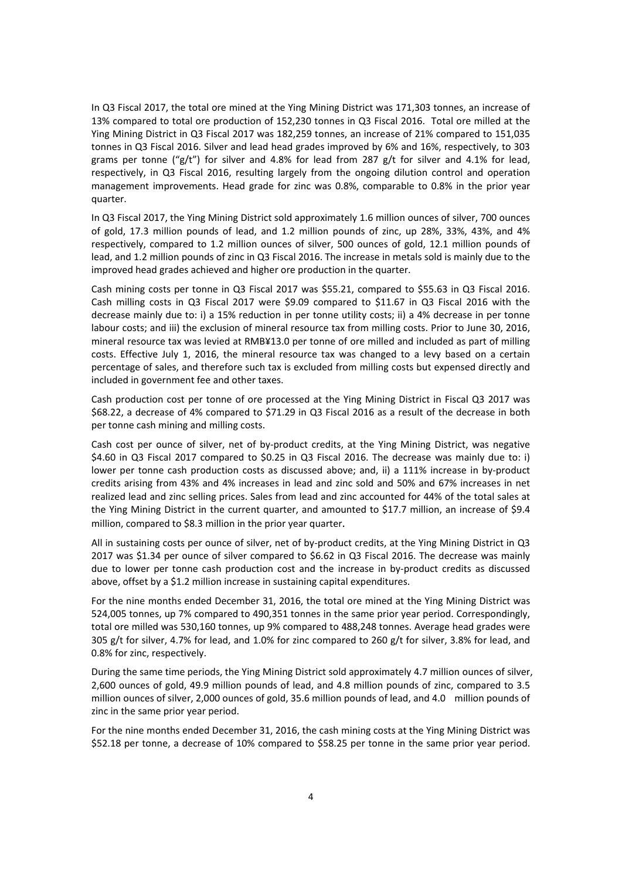In Q3 Fiscal 2017, the total ore mined at the Ying Mining District was 171,303 tonnes, an increase of 13% compared to total ore production of 152,230 tonnes in Q3 Fiscal 2016. Total ore milled at the Ying Mining District in Q3 Fiscal 2017 was 182,259 tonnes, an increase of 21% compared to 151,035 tonnes in Q3 Fiscal 2016. Silver and lead head grades improved by 6% and 16%, respectively, to 303 grams per tonne ("g/t") for silver and 4.8% for lead from 287 g/t for silver and 4.1% for lead, respectively, in Q3 Fiscal 2016, resulting largely from the ongoing dilution control and operation management improvements. Head grade for zinc was 0.8%, comparable to 0.8% in the prior year quarter.

In Q3 Fiscal 2017, the Ying Mining District sold approximately 1.6 million ounces of silver, 700 ounces of gold, 17.3 million pounds of lead, and 1.2 million pounds of zinc, up 28%, 33%, 43%, and 4% respectively, compared to 1.2 million ounces of silver, 500 ounces of gold, 12.1 million pounds of lead, and 1.2 million pounds of zinc in Q3 Fiscal 2016. The increase in metals sold is mainly due to the improved head grades achieved and higher ore production in the quarter.

Cash mining costs per tonne in Q3 Fiscal 2017 was $55.21, compared to $55.63 in Q3 Fiscal 2016. Cash milling costs in Q3 Fiscal 2017 were $9.09 compared to $11.67 in Q3 Fiscal 2016 with the decrease mainly due to: i) a 15% reduction in per tonne utility costs; ii) a 4% decrease in per tonne labour costs; and iii) the exclusion of mineral resource tax from milling costs. Prior to June 30, 2016, mineral resource tax was levied at RMB¥13.0 per tonne of ore milled and included as part of milling costs. Effective July 1, 2016, the mineral resource tax was changed to a levy based on a certain percentage of sales, and therefore such tax is excluded from milling costs but expensed directly and included in government fee and other taxes.

Cash production cost per tonne of ore processed at the Ying Mining District in Fiscal Q3 2017 was $68.22, a decrease of 4% compared to $71.29 in Q3 Fiscal 2016 as a result of the decrease in both per tonne cash mining and milling costs.

Cash cost per ounce of silver, net of by-product credits, at the Ying Mining District, was negative $4.60 in Q3 Fiscal 2017 compared to $0.25 in Q3 Fiscal 2016. The decrease was mainly due to: i) lower per tonne cash production costs as discussed above; and, ii) a 111% increase in by-product credits arising from 43% and 4% increases in lead and zinc sold and 50% and 67% increases in net realized lead and zinc selling prices. Sales from lead and zinc accounted for 44% of the total sales at the Ying Mining District in the current quarter, and amounted to $17.7 million, an increase of $9.4 million, compared to $8.3 million in the prior year quarter.

All in sustaining costs per ounce of silver, net of by-product credits, at the Ying Mining District in Q3 2017 was $1.34 per ounce of silver compared to $6.62 in Q3 Fiscal 2016. The decrease was mainly due to lower per tonne cash production cost and the increase in by-product credits as discussed above, offset by a $1.2 million increase in sustaining capital expenditures.

For the nine months ended December 31, 2016, the total ore mined at the Ying Mining District was 524,005 tonnes, up 7% compared to 490,351 tonnes in the same prior year period. Correspondingly, total ore milled was 530,160 tonnes, up 9% compared to 488,248 tonnes. Average head grades were 305 g/t for silver, 4.7% for lead, and 1.0% for zinc compared to 260 g/t for silver, 3.8% for lead, and 0.8% for zinc, respectively.

During the same time periods, the Ying Mining District sold approximately 4.7 million ounces of silver, 2,600 ounces of gold, 49.9 million pounds of lead, and 4.8 million pounds of zinc, compared to 3.5 million ounces of silver, 2,000 ounces of gold, 35.6 million pounds of lead, and 4.0 million pounds of zinc in the same prior year period.

For the nine months ended December 31, 2016, the cash mining costs at the Ying Mining District was $52.18 per tonne, a decrease of 10% compared to $58.25 per tonne in the same prior year period.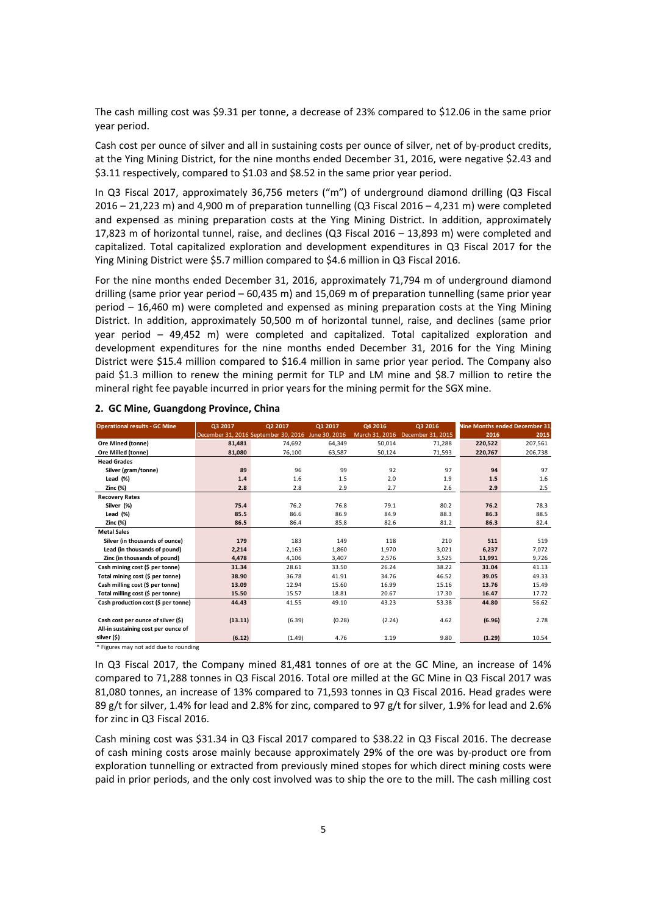The cash milling cost was $9.31 per tonne, a decrease of 23% compared to $12.06 in the same prior year period.

Cash cost per ounce of silver and all in sustaining costs per ounce of silver, net of by-product credits, at the Ying Mining District, for the nine months ended December 31, 2016, were negative $2.43 and $3.11 respectively, compared to $1.03 and $8.52 in the same prior year period.

In Q3 Fiscal 2017, approximately 36,756 meters ("m") of underground diamond drilling (Q3 Fiscal 2016 – 21,223 m) and 4,900 m of preparation tunnelling (Q3 Fiscal 2016 – 4,231 m) were completed and expensed as mining preparation costs at the Ying Mining District. In addition, approximately 17,823 m of horizontal tunnel, raise, and declines (Q3 Fiscal 2016 – 13,893 m) were completed and capitalized. Total capitalized exploration and development expenditures in Q3 Fiscal 2017 for the Ying Mining District were $5.7 million compared to $4.6 million in Q3 Fiscal 2016.

For the nine months ended December 31, 2016, approximately 71,794 m of underground diamond drilling (same prior year period – 60,435 m) and 15,069 m of preparation tunnelling (same prior year period – 16,460 m) were completed and expensed as mining preparation costs at the Ying Mining District. In addition, approximately 50,500 m of horizontal tunnel, raise, and declines (same prior year period – 49,452 m) were completed and capitalized. Total capitalized exploration and development expenditures for the nine months ended December 31, 2016 for the Ying Mining District were $15.4 million compared to $16.4 million in same prior year period. The Company also paid $1.3 million to renew the mining permit for TLP and LM mine and $8.7 million to retire the mineral right fee payable incurred in prior years for the mining permit for the SGX mine.

## 2. GC Mine, Guangdong Province, China

| Operational results - GC Mine | Q3 2017 | Q2 2017 | Q1 2017 | Q4 2016 | Q3 2016 | Nine Months ended December 31 | |
|---|---|---|---|---|---|---|---|
| | December 31, 2016 | September 30, 2016 | June 30, 2016 | March 31, 2016 | December 31, 2015 | 2016 | 2015 |
| **Ore Mined (tonne)** | **81,481** | 74,692 | 64,349 | 50,014 | 71,288 | **220,522** | 207,561 |
| **Ore Milled (tonne)** | **81,080** | 76,100 | 63,587 | 50,124 | 71,593 | **220,767** | 206,738 |
| **Head Grades** | | | | | | | |
| Silver (gram/tonne) | **89** | 96 | 99 | 92 | 97 | **94** | 97 |
| Lead (%) | **1.4** | 1.6 | 1.5 | 2.0 | 1.9 | **1.5** | 1.6 |
| Zinc (%) | **2.8** | 2.8 | 2.9 | 2.7 | 2.6 | **2.9** | 2.5 |
| **Recovery Rates** | | | | | | | |
| Silver (%) | **75.4** | 76.2 | 76.8 | 79.1 | 80.2 | **76.2** | 78.3 |
| Lead (%) | **85.5** | 86.6 | 86.9 | 84.9 | 88.3 | **86.3** | 88.5 |
| Zinc (%) | **86.5** | 86.4 | 85.8 | 82.6 | 81.2 | **86.3** | 82.4 |
| **Metal Sales** | | | | | | | |
| Silver (in thousands of ounce) | **179** | 183 | 149 | 118 | 210 | **511** | 519 |
| Lead (in thousands of pound) | **2,214** | 2,163 | 1,860 | 1,970 | 3,021 | **6,237** | 7,072 |
| Zinc (in thousands of pound) | **4,478** | 4,106 | 3,407 | 2,576 | 3,525 | **11,991** | 9,726 |
| Cash mining cost ($ per tonne) | **31.34** | 28.61 | 33.50 | 26.24 | 38.22 | **31.04** | 41.13 |
| Total mining cost ($ per tonne) | **38.90** | 36.78 | 41.91 | 34.76 | 46.52 | **39.05** | 49.33 |
| Cash milling cost ($ per tonne) | **13.09** | 12.94 | 15.60 | 16.99 | 15.16 | **13.76** | 15.49 |
| Total milling cost ($ per tonne) | **15.50** | 15.57 | 18.81 | 20.67 | 17.30 | **16.47** | 17.72 |
| Cash production cost ($ per tonne) | **44.43** | 41.55 | 49.10 | 43.23 | 53.38 | **44.80** | 56.62 |
| Cash cost per ounce of silver ($) | **(13.11)** | (6.39) | (0.28) | (2.24) | 4.62 | **(6.96)** | 2.78 |
| All-in sustaining cost per ounce of silver ($) | **(6.12)** | (1.49) | 4.76 | 1.19 | 9.80 | **(1.29)** | 10.54 |

\* Figures may not add due to rounding

In Q3 Fiscal 2017, the Company mined 81,481 tonnes of ore at the GC Mine, an increase of 14% compared to 71,288 tonnes in Q3 Fiscal 2016. Total ore milled at the GC Mine in Q3 Fiscal 2017 was 81,080 tonnes, an increase of 13% compared to 71,593 tonnes in Q3 Fiscal 2016. Head grades were 89 g/t for silver, 1.4% for lead and 2.8% for zinc, compared to 97 g/t for silver, 1.9% for lead and 2.6% for zinc in Q3 Fiscal 2016.

Cash mining cost was $31.34 in Q3 Fiscal 2017 compared to $38.22 in Q3 Fiscal 2016. The decrease of cash mining costs arose mainly because approximately 29% of the ore was by-product ore from exploration tunnelling or extracted from previously mined stopes for which direct mining costs were paid in prior periods, and the only cost involved was to ship the ore to the mill. The cash milling cost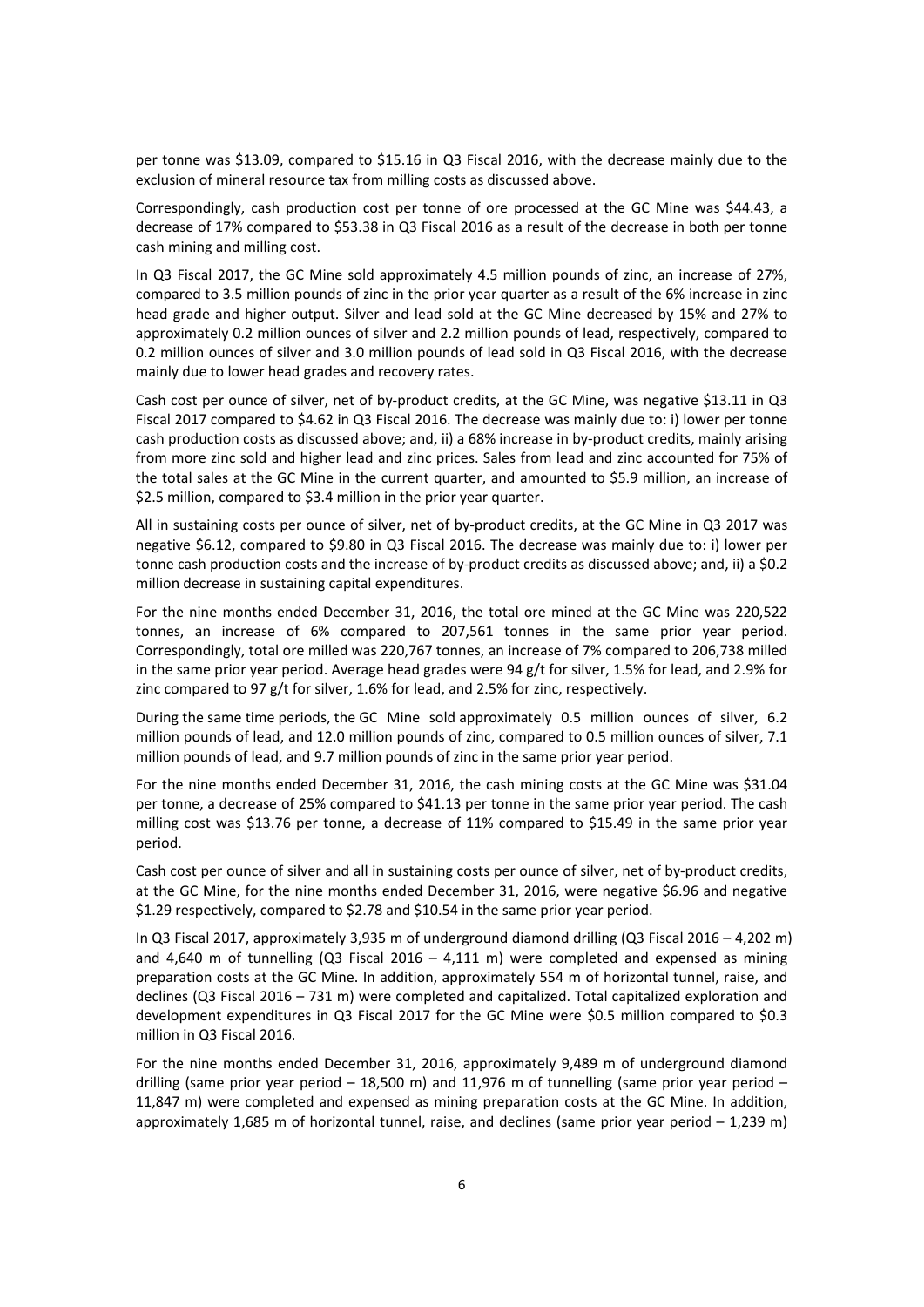per tonne was $13.09, compared to $15.16 in Q3 Fiscal 2016, with the decrease mainly due to the exclusion of mineral resource tax from milling costs as discussed above.

Correspondingly, cash production cost per tonne of ore processed at the GC Mine was $44.43, a decrease of 17% compared to $53.38 in Q3 Fiscal 2016 as a result of the decrease in both per tonne cash mining and milling cost.

In Q3 Fiscal 2017, the GC Mine sold approximately 4.5 million pounds of zinc, an increase of 27%, compared to 3.5 million pounds of zinc in the prior year quarter as a result of the 6% increase in zinc head grade and higher output. Silver and lead sold at the GC Mine decreased by 15% and 27% to approximately 0.2 million ounces of silver and 2.2 million pounds of lead, respectively, compared to 0.2 million ounces of silver and 3.0 million pounds of lead sold in Q3 Fiscal 2016, with the decrease mainly due to lower head grades and recovery rates.

Cash cost per ounce of silver, net of by-product credits, at the GC Mine, was negative $13.11 in Q3 Fiscal 2017 compared to $4.62 in Q3 Fiscal 2016. The decrease was mainly due to: i) lower per tonne cash production costs as discussed above; and, ii) a 68% increase in by-product credits, mainly arising from more zinc sold and higher lead and zinc prices. Sales from lead and zinc accounted for 75% of the total sales at the GC Mine in the current quarter, and amounted to $5.9 million, an increase of $2.5 million, compared to $3.4 million in the prior year quarter.

All in sustaining costs per ounce of silver, net of by-product credits, at the GC Mine in Q3 2017 was negative $6.12, compared to $9.80 in Q3 Fiscal 2016. The decrease was mainly due to: i) lower per tonne cash production costs and the increase of by-product credits as discussed above; and, ii) a $0.2 million decrease in sustaining capital expenditures.

For the nine months ended December 31, 2016, the total ore mined at the GC Mine was 220,522 tonnes, an increase of 6% compared to 207,561 tonnes in the same prior year period. Correspondingly, total ore milled was 220,767 tonnes, an increase of 7% compared to 206,738 milled in the same prior year period. Average head grades were 94 g/t for silver, 1.5% for lead, and 2.9% for zinc compared to 97 g/t for silver, 1.6% for lead, and 2.5% for zinc, respectively.

During the same time periods, the GC Mine sold approximately 0.5 million ounces of silver, 6.2 million pounds of lead, and 12.0 million pounds of zinc, compared to 0.5 million ounces of silver, 7.1 million pounds of lead, and 9.7 million pounds of zinc in the same prior year period.

For the nine months ended December 31, 2016, the cash mining costs at the GC Mine was $31.04 per tonne, a decrease of 25% compared to $41.13 per tonne in the same prior year period. The cash milling cost was $13.76 per tonne, a decrease of 11% compared to $15.49 in the same prior year period.

Cash cost per ounce of silver and all in sustaining costs per ounce of silver, net of by-product credits, at the GC Mine, for the nine months ended December 31, 2016, were negative $6.96 and negative $1.29 respectively, compared to $2.78 and $10.54 in the same prior year period.

In Q3 Fiscal 2017, approximately 3,935 m of underground diamond drilling (Q3 Fiscal 2016 – 4,202 m) and 4,640 m of tunnelling (Q3 Fiscal 2016 – 4,111 m) were completed and expensed as mining preparation costs at the GC Mine. In addition, approximately 554 m of horizontal tunnel, raise, and declines (Q3 Fiscal 2016 – 731 m) were completed and capitalized. Total capitalized exploration and development expenditures in Q3 Fiscal 2017 for the GC Mine were $0.5 million compared to $0.3 million in Q3 Fiscal 2016.

For the nine months ended December 31, 2016, approximately 9,489 m of underground diamond drilling (same prior year period – 18,500 m) and 11,976 m of tunnelling (same prior year period – 11,847 m) were completed and expensed as mining preparation costs at the GC Mine. In addition, approximately 1,685 m of horizontal tunnel, raise, and declines (same prior year period – 1,239 m)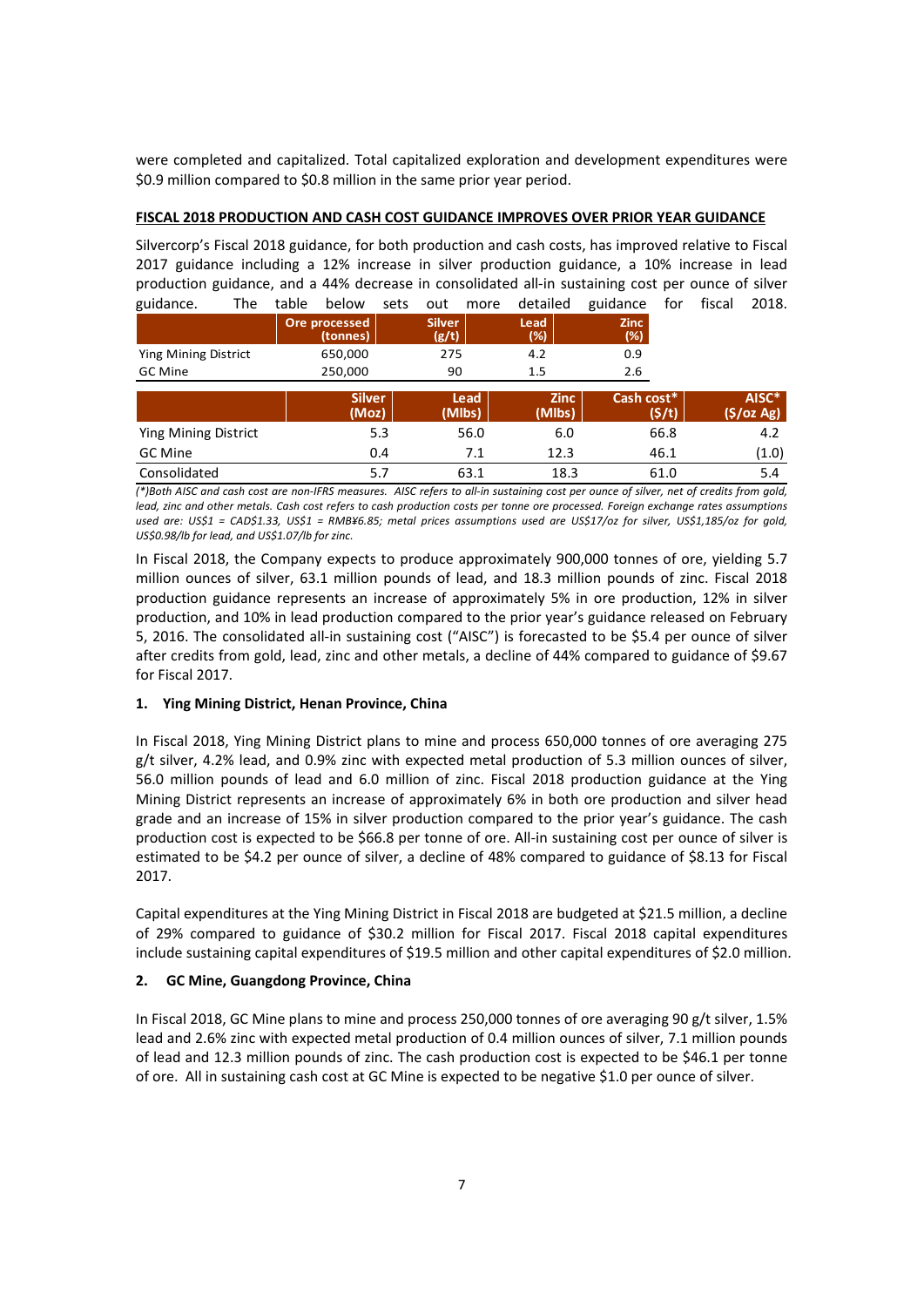were completed and capitalized. Total capitalized exploration and development expenditures were $0.9 million compared to $0.8 million in the same prior year period.

**FISCAL 2018 PRODUCTION AND CASH COST GUIDANCE IMPROVES OVER PRIOR YEAR GUIDANCE**

Silvercorp's Fiscal 2018 guidance, for both production and cash costs, has improved relative to Fiscal 2017 guidance including a 12% increase in silver production guidance, a 10% increase in lead production guidance, and a 44% decrease in consolidated all-in sustaining cost per ounce of silver guidance. The table below sets out more detailed guidance for fiscal 2018.

| | Ore processed (tonnes) | Silver (g/t) | Lead (%) | Zinc (%) |
|---|---|---|---|---|
| Ying Mining District | 650,000 | 275 | 4.2 | 0.9 |
| GC Mine | 250,000 | 90 | 1.5 | 2.6 |

| | Silver (Moz) | Lead (Mlbs) | Zinc (Mlbs) | Cash cost* ($/t) | AISC* ($/oz Ag) |
|---|---|---|---|---|---|
| Ying Mining District | 5.3 | 56.0 | 6.0 | 66.8 | 4.2 |
| GC Mine | 0.4 | 7.1 | 12.3 | 46.1 | (1.0) |
| Consolidated | 5.7 | 63.1 | 18.3 | 61.0 | 5.4 |

*(\*)Both AISC and cash cost are non-IFRS measures. AISC refers to all-in sustaining cost per ounce of silver, net of credits from gold, lead, zinc and other metals. Cash cost refers to cash production costs per tonne ore processed. Foreign exchange rates assumptions used are: US$1 = CAD$1.33, US$1 = RMB¥6.85; metal prices assumptions used are US$17/oz for silver, US$1,185/oz for gold, US$0.98/lb for lead, and US$1.07/lb for zinc.*

In Fiscal 2018, the Company expects to produce approximately 900,000 tonnes of ore, yielding 5.7 million ounces of silver, 63.1 million pounds of lead, and 18.3 million pounds of zinc. Fiscal 2018 production guidance represents an increase of approximately 5% in ore production, 12% in silver production, and 10% in lead production compared to the prior year's guidance released on February 5, 2016. The consolidated all-in sustaining cost ("AISC") is forecasted to be $5.4 per ounce of silver after credits from gold, lead, zinc and other metals, a decline of 44% compared to guidance of $9.67 for Fiscal 2017.

### 1. Ying Mining District, Henan Province, China

In Fiscal 2018, Ying Mining District plans to mine and process 650,000 tonnes of ore averaging 275 g/t silver, 4.2% lead, and 0.9% zinc with expected metal production of 5.3 million ounces of silver, 56.0 million pounds of lead and 6.0 million of zinc. Fiscal 2018 production guidance at the Ying Mining District represents an increase of approximately 6% in both ore production and silver head grade and an increase of 15% in silver production compared to the prior year's guidance. The cash production cost is expected to be $66.8 per tonne of ore. All-in sustaining cost per ounce of silver is estimated to be $4.2 per ounce of silver, a decline of 48% compared to guidance of $8.13 for Fiscal 2017.

Capital expenditures at the Ying Mining District in Fiscal 2018 are budgeted at $21.5 million, a decline of 29% compared to guidance of $30.2 million for Fiscal 2017. Fiscal 2018 capital expenditures include sustaining capital expenditures of $19.5 million and other capital expenditures of $2.0 million.

### 2. GC Mine, Guangdong Province, China

In Fiscal 2018, GC Mine plans to mine and process 250,000 tonnes of ore averaging 90 g/t silver, 1.5% lead and 2.6% zinc with expected metal production of 0.4 million ounces of silver, 7.1 million pounds of lead and 12.3 million pounds of zinc. The cash production cost is expected to be $46.1 per tonne of ore. All in sustaining cash cost at GC Mine is expected to be negative $1.0 per ounce of silver.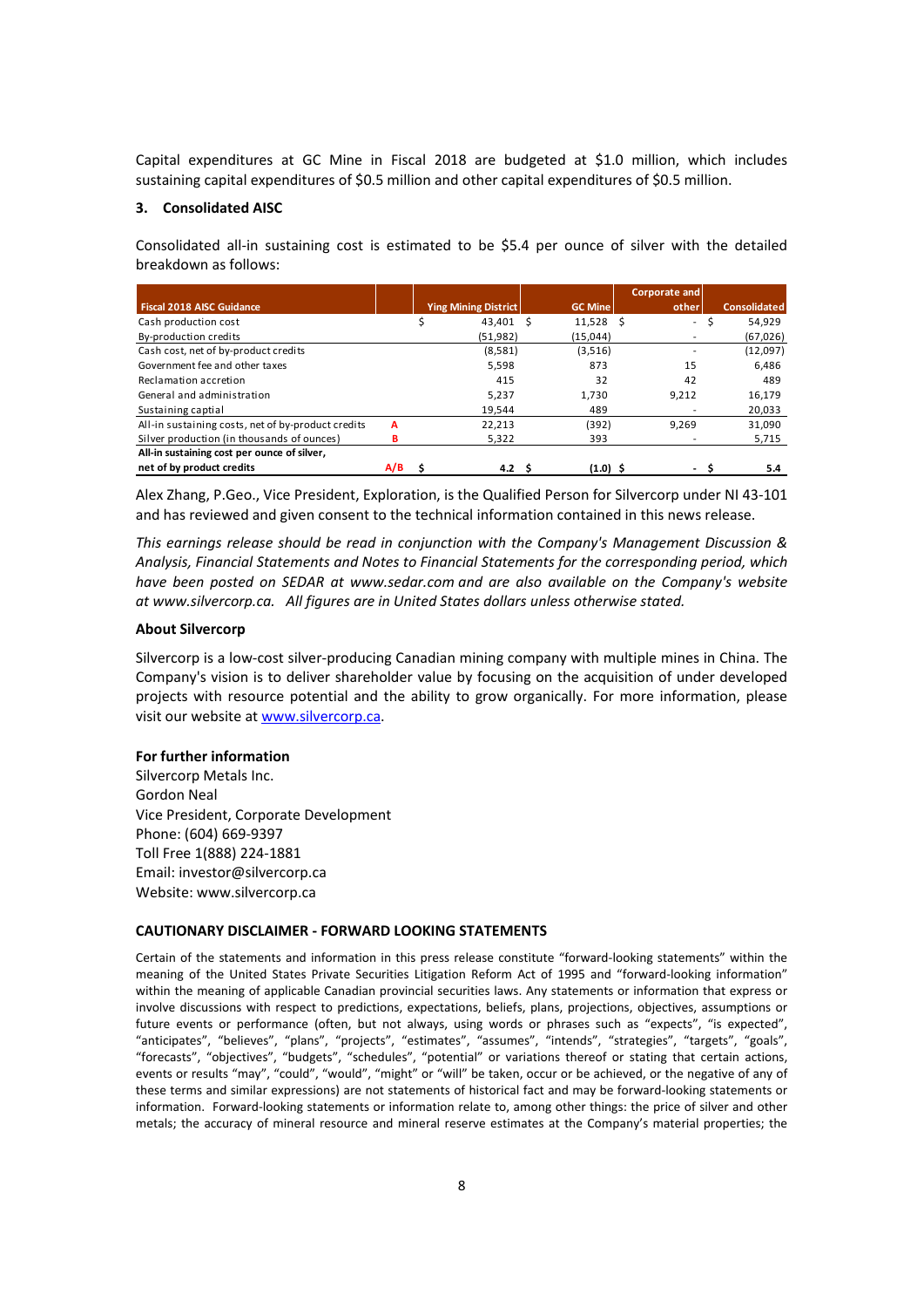Capital expenditures at GC Mine in Fiscal 2018 are budgeted at $1.0 million, which includes sustaining capital expenditures of $0.5 million and other capital expenditures of $0.5 million.

### 3. Consolidated AISC

Consolidated all-in sustaining cost is estimated to be $5.4 per ounce of silver with the detailed breakdown as follows:

| Fiscal 2018 AISC Guidance | | Ying Mining District | GC Mine | Corporate and other | Consolidated |
|---|---|---|---|---|---|
| Cash production cost | | $ 43,401 | $ 11,528 | $ - | $ 54,929 |
| By-production credits | | (51,982) | (15,044) | - | (67,026) |
| Cash cost, net of by-product credits | | (8,581) | (3,516) | - | (12,097) |
| Government fee and other taxes | | 5,598 | 873 | 15 | 6,486 |
| Reclamation accretion | | 415 | 32 | 42 | 489 |
| General and administration | | 5,237 | 1,730 | 9,212 | 16,179 |
| Sustaining captial | | 19,544 | 489 | - | 20,033 |
| All-in sustaining costs, net of by-product credits | A | 22,213 | (392) | 9,269 | 31,090 |
| Silver production (in thousands of ounces) | B | 5,322 | 393 | - | 5,715 |
| **All-in sustaining cost per ounce of silver, net of by product credits** | **A/B** | **$ 4.2** | **$ (1.0)** | **$ -** | **$ 5.4** |

Alex Zhang, P.Geo., Vice President, Exploration, is the Qualified Person for Silvercorp under NI 43-101 and has reviewed and given consent to the technical information contained in this news release.

*This earnings release should be read in conjunction with the Company's Management Discussion & Analysis, Financial Statements and Notes to Financial Statements for the corresponding period, which have been posted on SEDAR at www.sedar.com and are also available on the Company's website at www.silvercorp.ca. All figures are in United States dollars unless otherwise stated.*

**About Silvercorp**

Silvercorp is a low-cost silver-producing Canadian mining company with multiple mines in China. The Company's vision is to deliver shareholder value by focusing on the acquisition of under developed projects with resource potential and the ability to grow organically. For more information, please visit our website at [www.silvercorp.ca](www.silvercorp.ca).

**For further information**

Silvercorp Metals Inc.
Gordon Neal
Vice President, Corporate Development
Phone: (604) 669-9397
Toll Free 1(888) 224-1881
Email: investor@silvercorp.ca
Website: www.silvercorp.ca

**CAUTIONARY DISCLAIMER - FORWARD LOOKING STATEMENTS**

Certain of the statements and information in this press release constitute "forward-looking statements" within the meaning of the United States Private Securities Litigation Reform Act of 1995 and "forward-looking information" within the meaning of applicable Canadian provincial securities laws. Any statements or information that express or involve discussions with respect to predictions, expectations, beliefs, plans, projections, objectives, assumptions or future events or performance (often, but not always, using words or phrases such as "expects", "is expected", "anticipates", "believes", "plans", "projects", "estimates", "assumes", "intends", "strategies", "targets", "goals", "forecasts", "objectives", "budgets", "schedules", "potential" or variations thereof or stating that certain actions, events or results "may", "could", "would", "might" or "will" be taken, occur or be achieved, or the negative of any of these terms and similar expressions) are not statements of historical fact and may be forward-looking statements or information. Forward-looking statements or information relate to, among other things: the price of silver and other metals; the accuracy of mineral resource and mineral reserve estimates at the Company's material properties; the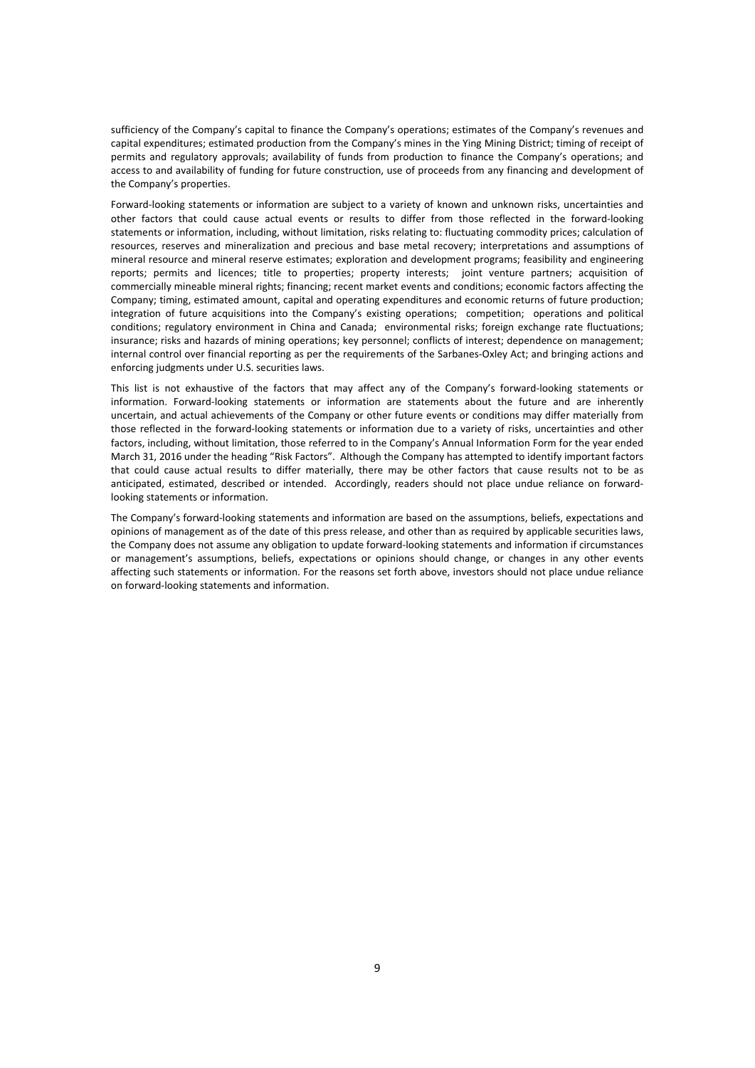sufficiency of the Company's capital to finance the Company's operations; estimates of the Company's revenues and capital expenditures; estimated production from the Company's mines in the Ying Mining District; timing of receipt of permits and regulatory approvals; availability of funds from production to finance the Company's operations; and access to and availability of funding for future construction, use of proceeds from any financing and development of the Company's properties.

Forward-looking statements or information are subject to a variety of known and unknown risks, uncertainties and other factors that could cause actual events or results to differ from those reflected in the forward-looking statements or information, including, without limitation, risks relating to: fluctuating commodity prices; calculation of resources, reserves and mineralization and precious and base metal recovery; interpretations and assumptions of mineral resource and mineral reserve estimates; exploration and development programs; feasibility and engineering reports; permits and licences; title to properties; property interests; joint venture partners; acquisition of commercially mineable mineral rights; financing; recent market events and conditions; economic factors affecting the Company; timing, estimated amount, capital and operating expenditures and economic returns of future production; integration of future acquisitions into the Company's existing operations; competition; operations and political conditions; regulatory environment in China and Canada; environmental risks; foreign exchange rate fluctuations; insurance; risks and hazards of mining operations; key personnel; conflicts of interest; dependence on management; internal control over financial reporting as per the requirements of the Sarbanes-Oxley Act; and bringing actions and enforcing judgments under U.S. securities laws.

This list is not exhaustive of the factors that may affect any of the Company's forward-looking statements or information. Forward-looking statements or information are statements about the future and are inherently uncertain, and actual achievements of the Company or other future events or conditions may differ materially from those reflected in the forward-looking statements or information due to a variety of risks, uncertainties and other factors, including, without limitation, those referred to in the Company's Annual Information Form for the year ended March 31, 2016 under the heading "Risk Factors". Although the Company has attempted to identify important factors that could cause actual results to differ materially, there may be other factors that cause results not to be as anticipated, estimated, described or intended. Accordingly, readers should not place undue reliance on forward-looking statements or information.

The Company's forward-looking statements and information are based on the assumptions, beliefs, expectations and opinions of management as of the date of this press release, and other than as required by applicable securities laws, the Company does not assume any obligation to update forward-looking statements and information if circumstances or management's assumptions, beliefs, expectations or opinions should change, or changes in any other events affecting such statements or information. For the reasons set forth above, investors should not place undue reliance on forward-looking statements and information.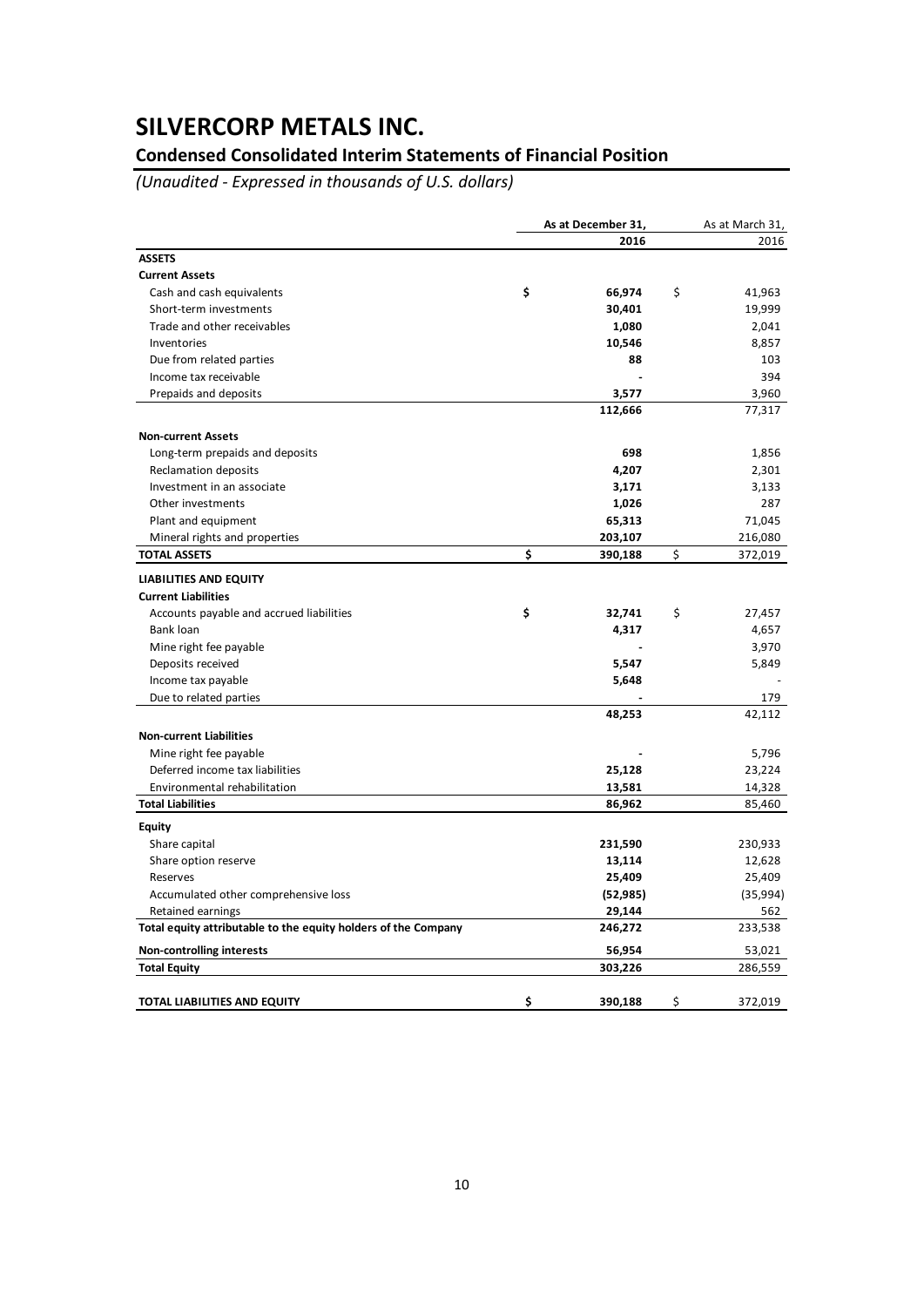# SILVERCORP METALS INC.

## Condensed Consolidated Interim Statements of Financial Position

*(Unaudited - Expressed in thousands of U.S. dollars)*

| | As at December 31, 2016 | As at March 31, 2016 |
|---|---|---|
| **ASSETS** | | |
| **Current Assets** | | |
| Cash and cash equivalents | $ **66,974** | $ 41,963 |
| Short-term investments | **30,401** | 19,999 |
| Trade and other receivables | **1,080** | 2,041 |
| Inventories | **10,546** | 8,857 |
| Due from related parties | **88** | 103 |
| Income tax receivable | **-** | 394 |
| Prepaids and deposits | **3,577** | 3,960 |
| | **112,666** | 77,317 |
| **Non-current Assets** | | |
| Long-term prepaids and deposits | **698** | 1,856 |
| Reclamation deposits | **4,207** | 2,301 |
| Investment in an associate | **3,171** | 3,133 |
| Other investments | **1,026** | 287 |
| Plant and equipment | **65,313** | 71,045 |
| Mineral rights and properties | **203,107** | 216,080 |
| **TOTAL ASSETS** | $ **390,188** | $ 372,019 |
| **LIABILITIES AND EQUITY** | | |
| **Current Liabilities** | | |
| Accounts payable and accrued liabilities | $ **32,741** | $ 27,457 |
| Bank loan | **4,317** | 4,657 |
| Mine right fee payable | **-** | 3,970 |
| Deposits received | **5,547** | 5,849 |
| Income tax payable | **5,648** | - |
| Due to related parties | **-** | 179 |
| | **48,253** | 42,112 |
| **Non-current Liabilities** | | |
| Mine right fee payable | **-** | 5,796 |
| Deferred income tax liabilities | **25,128** | 23,224 |
| Environmental rehabilitation | **13,581** | 14,328 |
| **Total Liabilities** | **86,962** | 85,460 |
| **Equity** | | |
| Share capital | **231,590** | 230,933 |
| Share option reserve | **13,114** | 12,628 |
| Reserves | **25,409** | 25,409 |
| Accumulated other comprehensive loss | **(52,985)** | (35,994) |
| Retained earnings | **29,144** | 562 |
| **Total equity attributable to the equity holders of the Company** | **246,272** | 233,538 |
| **Non-controlling interests** | **56,954** | 53,021 |
| **Total Equity** | **303,226** | 286,559 |
| **TOTAL LIABILITIES AND EQUITY** | $ **390,188** | $ 372,019 |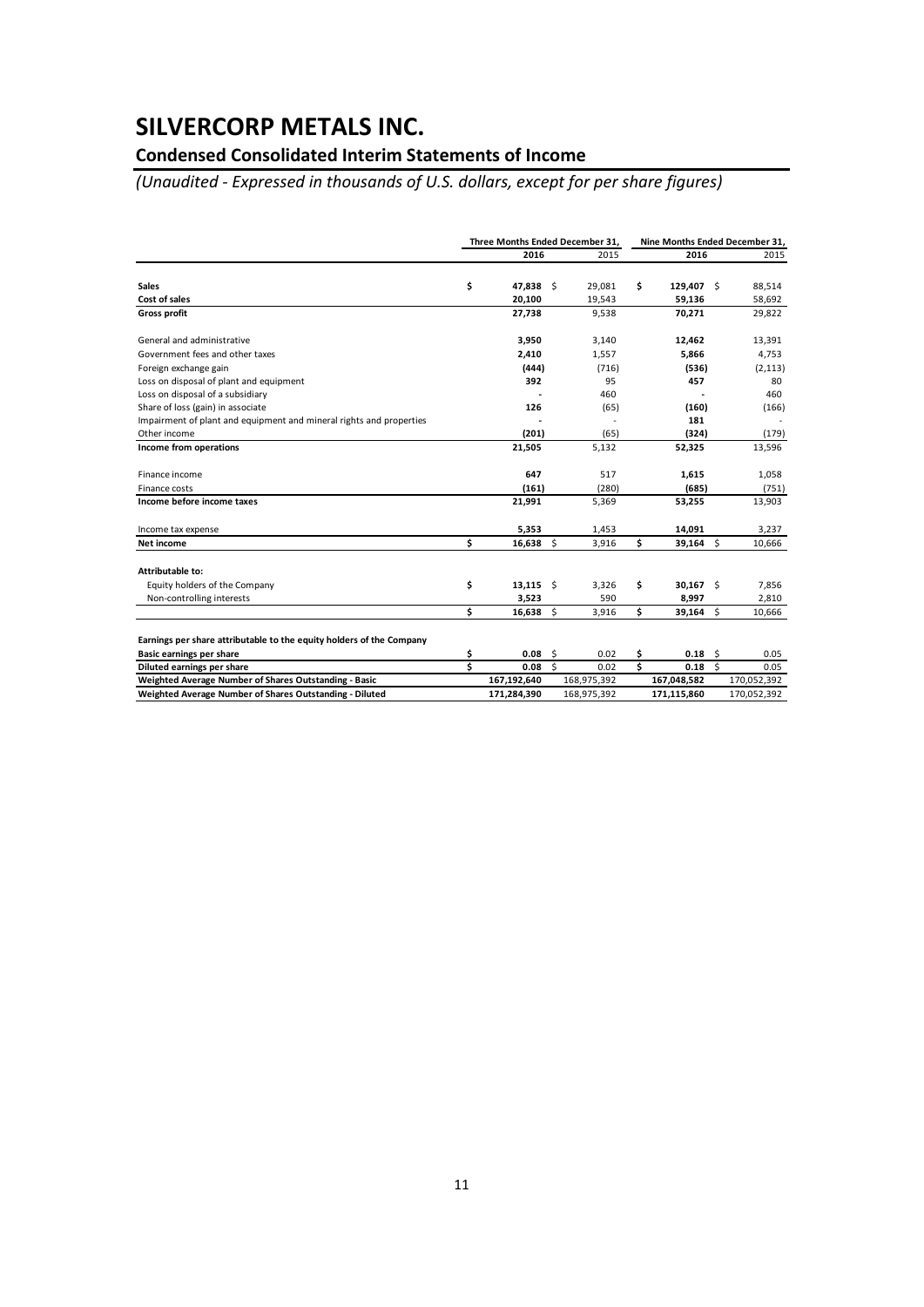# SILVERCORP METALS INC.

## Condensed Consolidated Interim Statements of Income

*(Unaudited - Expressed in thousands of U.S. dollars, except for per share figures)*

| | Three Months Ended December 31, | | Nine Months Ended December 31, | |
|---|---|---|---|---|
| | **2016** | 2015 | **2016** | 2015 |
| **Sales** | **$ 47,838** | $ 29,081 | **$ 129,407** | $ 88,514 |
| **Cost of sales** | **20,100** | 19,543 | **59,136** | 58,692 |
| **Gross profit** | **27,738** | 9,538 | **70,271** | 29,822 |
| General and administrative | **3,950** | 3,140 | **12,462** | 13,391 |
| Government fees and other taxes | **2,410** | 1,557 | **5,866** | 4,753 |
| Foreign exchange gain | **(444)** | (716) | **(536)** | (2,113) |
| Loss on disposal of plant and equipment | **392** | 95 | **457** | 80 |
| Loss on disposal of a subsidiary | **-** | 460 | **-** | 460 |
| Share of loss (gain) in associate | **126** | (65) | **(160)** | (166) |
| Impairment of plant and equipment and mineral rights and properties | **-** | - | **181** | - |
| Other income | **(201)** | (65) | **(324)** | (179) |
| **Income from operations** | **21,505** | 5,132 | **52,325** | 13,596 |
| Finance income | **647** | 517 | **1,615** | 1,058 |
| Finance costs | **(161)** | (280) | **(685)** | (751) |
| **Income before income taxes** | **21,991** | 5,369 | **53,255** | 13,903 |
| Income tax expense | **5,353** | 1,453 | **14,091** | 3,237 |
| **Net income** | **$ 16,638** | $ 3,916 | **$ 39,164** | $ 10,666 |
| **Attributable to:** | | | | |
| Equity holders of the Company | **$ 13,115** | $ 3,326 | **$ 30,167** | $ 7,856 |
| Non-controlling interests | **3,523** | 590 | **8,997** | 2,810 |
| | **$ 16,638** | $ 3,916 | **$ 39,164** | $ 10,666 |
| **Earnings per share attributable to the equity holders of the Company** | | | | |
| **Basic earnings per share** | **$ 0.08** | $ 0.02 | **$ 0.18** | $ 0.05 |
| **Diluted earnings per share** | **$ 0.08** | $ 0.02 | **$ 0.18** | $ 0.05 |
| **Weighted Average Number of Shares Outstanding - Basic** | **167,192,640** | 168,975,392 | **167,048,582** | 170,052,392 |
| **Weighted Average Number of Shares Outstanding - Diluted** | **171,284,390** | 168,975,392 | **171,115,860** | 170,052,392 |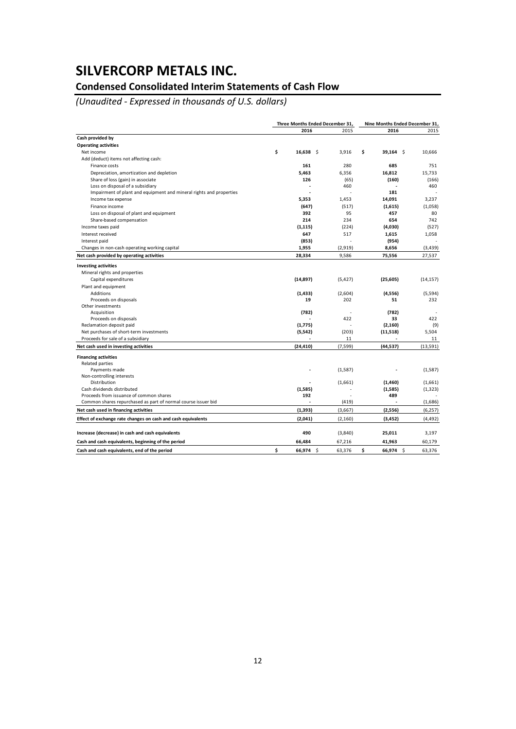# SILVERCORP METALS INC.

## Condensed Consolidated Interim Statements of Cash Flow

*(Unaudited - Expressed in thousands of U.S. dollars)*

| | Three Months Ended December 31, | | Nine Months Ended December 31, | |
|---|---|---|---|---|
| | **2016** | 2015 | **2016** | 2015 |
| **Cash provided by** | | | | |
| **Operating activities** | | | | |
| Net income | **$ 16,638** | $ 3,916 | **$ 39,164** | $ 10,666 |
| Add (deduct) items not affecting cash: | | | | |
| Finance costs | **161** | 280 | **685** | 751 |
| Depreciation, amortization and depletion | **5,463** | 6,356 | **16,812** | 15,733 |
| Share of loss (gain) in associate | **126** | (65) | **(160)** | (166) |
| Loss on disposal of a subsidiary | **-** | 460 | **-** | 460 |
| Impairment of plant and equipment and mineral rights and properties | **-** | - | **181** | - |
| Income tax expense | **5,353** | 1,453 | **14,091** | 3,237 |
| Finance income | **(647)** | (517) | **(1,615)** | (1,058) |
| Loss on disposal of plant and equipment | **392** | 95 | **457** | 80 |
| Share-based compensation | **214** | 234 | **654** | 742 |
| Income taxes paid | **(1,115)** | (224) | **(4,030)** | (527) |
| Interest received | **647** | 517 | **1,615** | 1,058 |
| Interest paid | **(853)** | - | **(954)** | - |
| Changes in non-cash operating working capital | **1,955** | (2,919) | **8,656** | (3,439) |
| **Net cash provided by operating activities** | **28,334** | 9,586 | **75,556** | 27,537 |
| **Investing activities** | | | | |
| Mineral rights and properties | | | | |
| Capital expenditures | **(14,897)** | (5,427) | **(25,605)** | (14,157) |
| Plant and equipment | | | | |
| Additions | **(1,433)** | (2,604) | **(4,556)** | (5,594) |
| Proceeds on disposals | **19** | 202 | **51** | 232 |
| Other investments | | | | |
| Acquisition | **(782)** | - | **(782)** | - |
| Proceeds on disposals | **-** | 422 | **33** | 422 |
| Reclamation deposit paid | **(1,775)** | - | **(2,160)** | (9) |
| Net purchases of short-term investments | **(5,542)** | (203) | **(11,518)** | 5,504 |
| Proceeds for sale of a subsidiary | **-** | 11 | **-** | 11 |
| **Net cash used in investing activities** | **(24,410)** | (7,599) | **(44,537)** | (13,591) |
| **Financing activities** | | | | |
| Related parties | | | | |
| Payments made | **-** | (1,587) | **-** | (1,587) |
| Non-controlling interests | | | | |
| Distribution | **-** | (1,661) | **(1,460)** | (1,661) |
| Cash dividends distributed | **(1,585)** | - | **(1,585)** | (1,323) |
| Proceeds from issuance of common shares | **192** | - | **489** | - |
| Common shares repurchased as part of normal course issuer bid | **-** | (419) | **-** | (1,686) |
| **Net cash used in financing activities** | **(1,393)** | (3,667) | **(2,556)** | (6,257) |
| **Effect of exchange rate changes on cash and cash equivalents** | **(2,041)** | (2,160) | **(3,452)** | (4,492) |
| **Increase (decrease) in cash and cash equivalents** | **490** | (3,840) | **25,011** | 3,197 |
| **Cash and cash equivalents, beginning of the period** | **66,484** | 67,216 | **41,963** | 60,179 |
| **Cash and cash equivalents, end of the period** | **$ 66,974** | $ 63,376 | **$ 66,974** | $ 63,376 |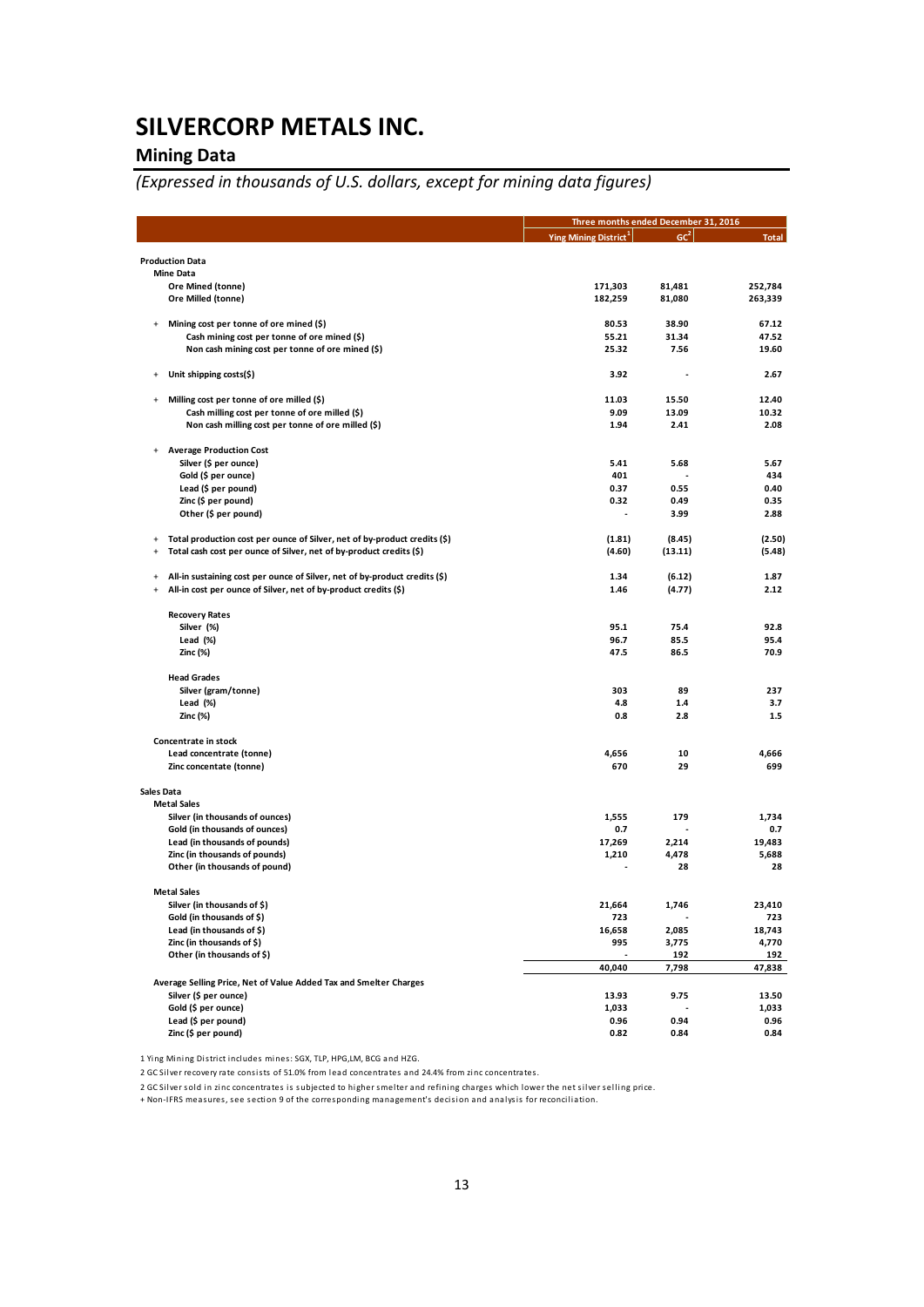# SILVERCORP METALS INC.

## Mining Data

*(Expressed in thousands of U.S. dollars, except for mining data figures)*

| | Three months ended December 31, 2016 | | |
|---|---|---|---|
| | Ying Mining District[1] | GC[2] | Total |
| **Production Data** | | | |
| **Mine Data** | | | |
| Ore Mined (tonne) | 171,303 | 81,481 | 252,784 |
| Ore Milled (tonne) | 182,259 | 81,080 | 263,339 |
| + Mining cost per tonne of ore mined ($) | 80.53 | 38.90 | 67.12 |
| Cash mining cost per tonne of ore mined ($) | 55.21 | 31.34 | 47.52 |
| Non cash mining cost per tonne of ore mined ($) | 25.32 | 7.56 | 19.60 |
| + Unit shipping costs($) | 3.92 | - | 2.67 |
| + Milling cost per tonne of ore milled ($) | 11.03 | 15.50 | 12.40 |
| Cash milling cost per tonne of ore milled ($) | 9.09 | 13.09 | 10.32 |
| Non cash milling cost per tonne of ore milled ($) | 1.94 | 2.41 | 2.08 |
| + Average Production Cost | | | |
| Silver ($ per ounce) | 5.41 | 5.68 | 5.67 |
| Gold ($ per ounce) | 401 | - | 434 |
| Lead ($ per pound) | 0.37 | 0.55 | 0.40 |
| Zinc ($ per pound) | 0.32 | 0.49 | 0.35 |
| Other ($ per pound) | - | 3.99 | 2.88 |
| + Total production cost per ounce of Silver, net of by-product credits ($) | (1.81) | (8.45) | (2.50) |
| + Total cash cost per ounce of Silver, net of by-product credits ($) | (4.60) | (13.11) | (5.48) |
| + All-in sustaining cost per ounce of Silver, net of by-product credits ($) | 1.34 | (6.12) | 1.87 |
| + All-in cost per ounce of Silver, net of by-product credits ($) | 1.46 | (4.77) | 2.12 |
| **Recovery Rates** | | | |
| Silver (%) | 95.1 | 75.4 | 92.8 |
| Lead (%) | 96.7 | 85.5 | 95.4 |
| Zinc (%) | 47.5 | 86.5 | 70.9 |
| **Head Grades** | | | |
| Silver (gram/tonne) | 303 | 89 | 237 |
| Lead (%) | 4.8 | 1.4 | 3.7 |
| Zinc (%) | 0.8 | 2.8 | 1.5 |
| **Concentrate in stock** | | | |
| Lead concentrate (tonne) | 4,656 | 10 | 4,666 |
| Zinc concentate (tonne) | 670 | 29 | 699 |
| **Sales Data** | | | |
| **Metal Sales** | | | |
| Silver (in thousands of ounces) | 1,555 | 179 | 1,734 |
| Gold (in thousands of ounces) | 0.7 | - | 0.7 |
| Lead (in thousands of pounds) | 17,269 | 2,214 | 19,483 |
| Zinc (in thousands of pounds) | 1,210 | 4,478 | 5,688 |
| Other (in thousands of pound) | - | 28 | 28 |
| **Metal Sales** | | | |
| Silver (in thousands of $) | 21,664 | 1,746 | 23,410 |
| Gold (in thousands of $) | 723 | - | 723 |
| Lead (in thousands of $) | 16,658 | 2,085 | 18,743 |
| Zinc (in thousands of $) | 995 | 3,775 | 4,770 |
| Other (in thousands of $) | - | 192 | 192 |
| | 40,040 | 7,798 | 47,838 |
| **Average Selling Price, Net of Value Added Tax and Smelter Charges** | | | |
| Silver ($ per ounce) | 13.93 | 9.75 | 13.50 |
| Gold ($ per ounce) | 1,033 | - | 1,033 |
| Lead ($ per pound) | 0.96 | 0.94 | 0.96 |
| Zinc ($ per pound) | 0.82 | 0.84 | 0.84 |

1 Ying Mining District includes mines: SGX, TLP, HPG,LM, BCG and HZG.

2 GC Silver recovery rate consists of 51.0% from lead concentrates and 24.4% from zinc concentrates.

2 GC Silver sold in zinc concentrates is subjected to higher smelter and refining charges which lower the net silver selling price.

+ Non-IFRS measures, see section 9 of the corresponding management's decision and analysis for reconciliation.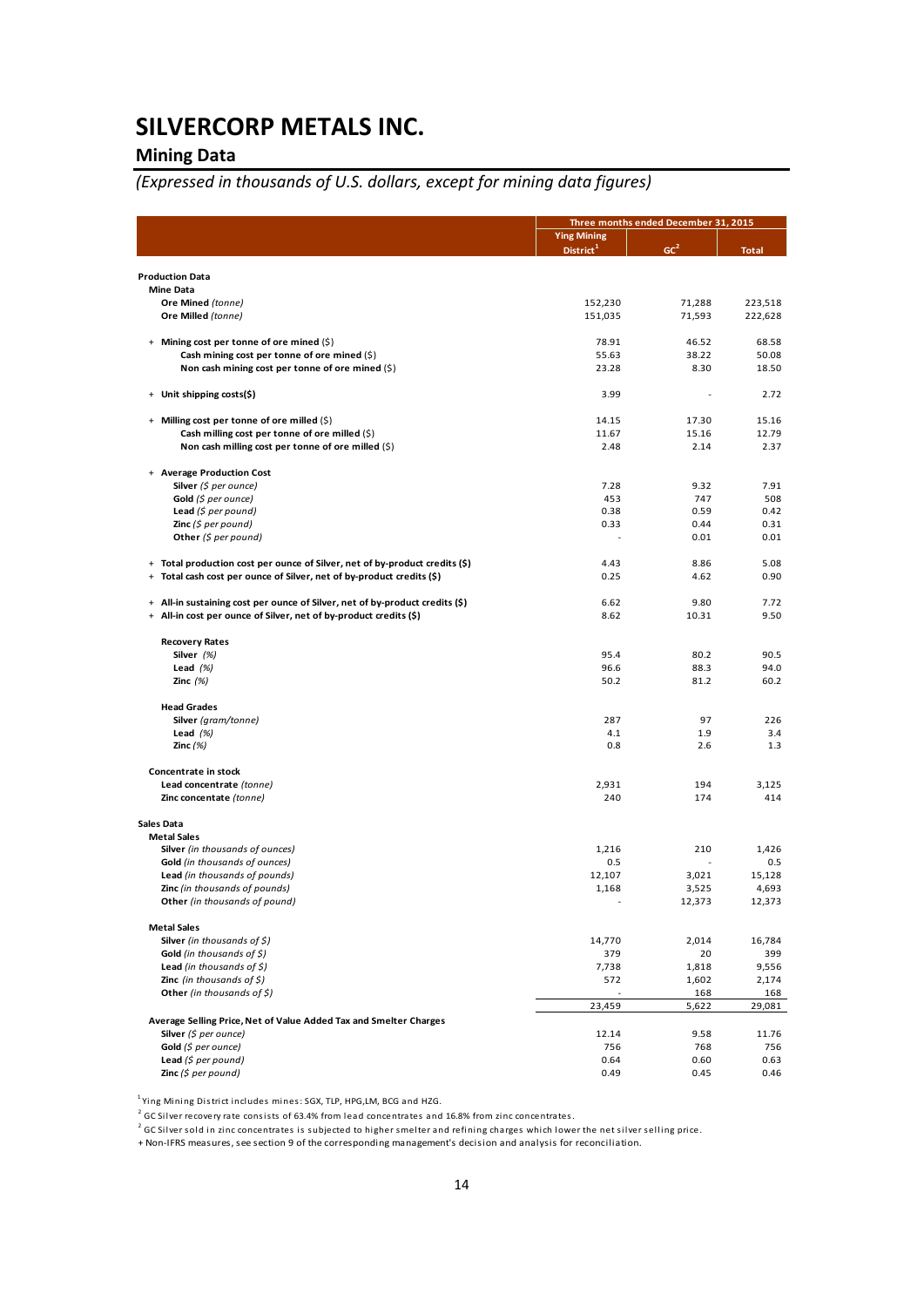# SILVERCORP METALS INC.

## Mining Data

### *(Expressed in thousands of U.S. dollars, except for mining data figures)*

| | Three months ended December 31, 2015 | | |
|---|---|---|---|
| | Ying Mining District[1] | GC[2] | Total |
| **Production Data** | | | |
| **Mine Data** | | | |
| **Ore Mined** *(tonne)* | 152,230 | 71,288 | 223,518 |
| **Ore Milled** *(tonne)* | 151,035 | 71,593 | 222,628 |
| + **Mining cost per tonne of ore mined** ($) | 78.91 | 46.52 | 68.58 |
| **Cash mining cost per tonne of ore mined** ($) | 55.63 | 38.22 | 50.08 |
| **Non cash mining cost per tonne of ore mined** ($) | 23.28 | 8.30 | 18.50 |
| + **Unit shipping costs($)** | 3.99 | - | 2.72 |
| + **Milling cost per tonne of ore milled** ($) | 14.15 | 17.30 | 15.16 |
| **Cash milling cost per tonne of ore milled** ($) | 11.67 | 15.16 | 12.79 |
| **Non cash milling cost per tonne of ore milled** ($) | 2.48 | 2.14 | 2.37 |
| + **Average Production Cost** | | | |
| **Silver** *($ per ounce)* | 7.28 | 9.32 | 7.91 |
| **Gold** *($ per ounce)* | 453 | 747 | 508 |
| **Lead** *($ per pound)* | 0.38 | 0.59 | 0.42 |
| **Zinc** *($ per pound)* | 0.33 | 0.44 | 0.31 |
| **Other** *($ per pound)* | - | 0.01 | 0.01 |
| + **Total production cost per ounce of Silver, net of by-product credits ($)** | 4.43 | 8.86 | 5.08 |
| + **Total cash cost per ounce of Silver, net of by-product credits ($)** | 0.25 | 4.62 | 0.90 |
| + **All-in sustaining cost per ounce of Silver, net of by-product credits ($)** | 6.62 | 9.80 | 7.72 |
| + **All-in cost per ounce of Silver, net of by-product credits ($)** | 8.62 | 10.31 | 9.50 |
| **Recovery Rates** | | | |
| **Silver** *(%)* | 95.4 | 80.2 | 90.5 |
| **Lead** *(%)* | 96.6 | 88.3 | 94.0 |
| **Zinc** *(%)* | 50.2 | 81.2 | 60.2 |
| **Head Grades** | | | |
| **Silver** *(gram/tonne)* | 287 | 97 | 226 |
| **Lead** *(%)* | 4.1 | 1.9 | 3.4 |
| **Zinc** *(%)* | 0.8 | 2.6 | 1.3 |
| **Concentrate in stock** | | | |
| **Lead concentrate** *(tonne)* | 2,931 | 194 | 3,125 |
| **Zinc concentate** *(tonne)* | 240 | 174 | 414 |
| **Sales Data** | | | |
| **Metal Sales** | | | |
| **Silver** *(in thousands of ounces)* | 1,216 | 210 | 1,426 |
| **Gold** *(in thousands of ounces)* | 0.5 | - | 0.5 |
| **Lead** *(in thousands of pounds)* | 12,107 | 3,021 | 15,128 |
| **Zinc** *(in thousands of pounds)* | 1,168 | 3,525 | 4,693 |
| **Other** *(in thousands of pound)* | - | 12,373 | 12,373 |
| **Metal Sales** | | | |
| **Silver** *(in thousands of $)* | 14,770 | 2,014 | 16,784 |
| **Gold** *(in thousands of $)* | 379 | 20 | 399 |
| **Lead** *(in thousands of $)* | 7,738 | 1,818 | 9,556 |
| **Zinc** *(in thousands of $)* | 572 | 1,602 | 2,174 |
| **Other** *(in thousands of $)* | - | 168 | 168 |
| | 23,459 | 5,622 | 29,081 |
| **Average Selling Price, Net of Value Added Tax and Smelter Charges** | | | |
| **Silver** *($ per ounce)* | 12.14 | 9.58 | 11.76 |
| **Gold** *($ per ounce)* | 756 | 768 | 756 |
| **Lead** *($ per pound)* | 0.64 | 0.60 | 0.63 |
| **Zinc** *($ per pound)* | 0.49 | 0.45 | 0.46 |

[1] Ying Mining District includes mines: SGX, TLP, HPG,LM, BCG and HZG.

[2] GC Silver recovery rate consists of 63.4% from lead concentrates and 16.8% from zinc concentrates.

[2] GC Silver sold in zinc concentrates is subjected to higher smelter and refining charges which lower the net silver selling price.

+ Non-IFRS measures, see section 9 of the corresponding management's decision and analysis for reconciliation.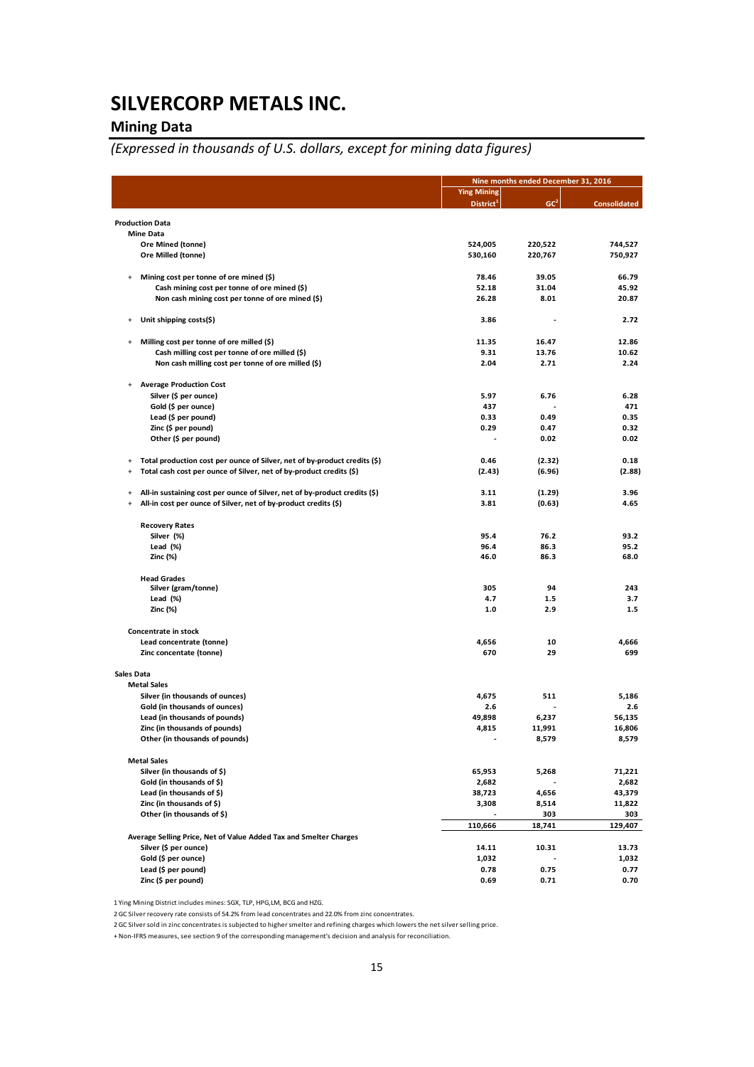# SILVERCORP METALS INC.

## Mining Data

*(Expressed in thousands of U.S. dollars, except for mining data figures)*

| | Nine months ended December 31, 2016 | | |
|---|---|---|---|
| | Ying Mining District[1] | GC[2] | Consolidated |
| **Production Data** | | | |
| **Mine Data** | | | |
| Ore Mined (tonne) | 524,005 | 220,522 | 744,527 |
| Ore Milled (tonne) | 530,160 | 220,767 | 750,927 |
| + Mining cost per tonne of ore mined ($) | 78.46 | 39.05 | 66.79 |
| Cash mining cost per tonne of ore mined ($) | 52.18 | 31.04 | 45.92 |
| Non cash mining cost per tonne of ore mined ($) | 26.28 | 8.01 | 20.87 |
| + Unit shipping costs($) | 3.86 | - | 2.72 |
| + Milling cost per tonne of ore milled ($) | 11.35 | 16.47 | 12.86 |
| Cash milling cost per tonne of ore milled ($) | 9.31 | 13.76 | 10.62 |
| Non cash milling cost per tonne of ore milled ($) | 2.04 | 2.71 | 2.24 |
| + Average Production Cost | | | |
| Silver ($ per ounce) | 5.97 | 6.76 | 6.28 |
| Gold ($ per ounce) | 437 | - | 471 |
| Lead ($ per pound) | 0.33 | 0.49 | 0.35 |
| Zinc ($ per pound) | 0.29 | 0.47 | 0.32 |
| Other ($ per pound) | - | 0.02 | 0.02 |
| + Total production cost per ounce of Silver, net of by-product credits ($) | 0.46 | (2.32) | 0.18 |
| + Total cash cost per ounce of Silver, net of by-product credits ($) | (2.43) | (6.96) | (2.88) |
| + All-in sustaining cost per ounce of Silver, net of by-product credits ($) | 3.11 | (1.29) | 3.96 |
| + All-in cost per ounce of Silver, net of by-product credits ($) | 3.81 | (0.63) | 4.65 |
| **Recovery Rates** | | | |
| Silver (%) | 95.4 | 76.2 | 93.2 |
| Lead (%) | 96.4 | 86.3 | 95.2 |
| Zinc (%) | 46.0 | 86.3 | 68.0 |
| **Head Grades** | | | |
| Silver (gram/tonne) | 305 | 94 | 243 |
| Lead (%) | 4.7 | 1.5 | 3.7 |
| Zinc (%) | 1.0 | 2.9 | 1.5 |
| **Concentrate in stock** | | | |
| Lead concentrate (tonne) | 4,656 | 10 | 4,666 |
| Zinc concentate (tonne) | 670 | 29 | 699 |
| **Sales Data** | | | |
| **Metal Sales** | | | |
| Silver (in thousands of ounces) | 4,675 | 511 | 5,186 |
| Gold (in thousands of ounces) | 2.6 | - | 2.6 |
| Lead (in thousands of pounds) | 49,898 | 6,237 | 56,135 |
| Zinc (in thousands of pounds) | 4,815 | 11,991 | 16,806 |
| Other (in thousands of pounds) | - | 8,579 | 8,579 |
| **Metal Sales** | | | |
| Silver (in thousands of $) | 65,953 | 5,268 | 71,221 |
| Gold (in thousands of $) | 2,682 | - | 2,682 |
| Lead (in thousands of $) | 38,723 | 4,656 | 43,379 |
| Zinc (in thousands of $) | 3,308 | 8,514 | 11,822 |
| Other (in thousands of $) | - | 303 | 303 |
| | 110,666 | 18,741 | 129,407 |
| **Average Selling Price, Net of Value Added Tax and Smelter Charges** | | | |
| Silver ($ per ounce) | 14.11 | 10.31 | 13.73 |
| Gold ($ per ounce) | 1,032 | - | 1,032 |
| Lead ($ per pound) | 0.78 | 0.75 | 0.77 |
| Zinc ($ per pound) | 0.69 | 0.71 | 0.70 |

1 Ying Mining District includes mines: SGX, TLP, HPG,LM, BCG and HZG.

2 GC Silver recovery rate consists of 54.2% from lead concentrates and 22.0% from zinc concentrates.

2 GC Silver sold in zinc concentrates is subjected to higher smelter and refining charges which lowers the net silver selling price.

+ Non-IFRS measures, see section 9 of the corresponding management's decision and analysis for reconciliation.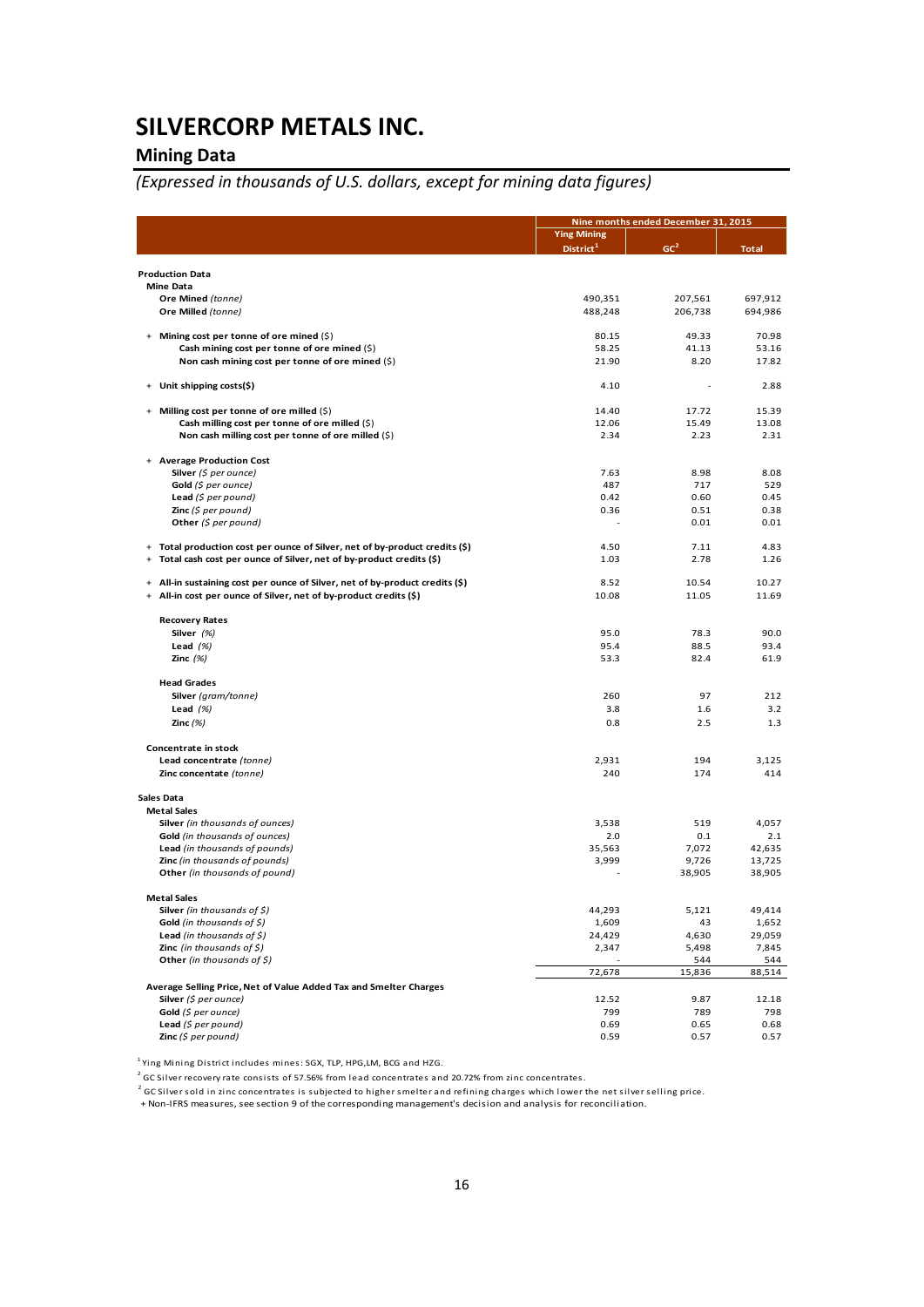# SILVERCORP METALS INC.

## Mining Data

*(Expressed in thousands of U.S. dollars, except for mining data figures)*

| | Nine months ended December 31, 2015 | | |
|---|---|---|---|
| | Ying Mining District[1] | GC[2] | Total |
| **Production Data** | | | |
| **Mine Data** | | | |
| **Ore Mined** *(tonne)* | 490,351 | 207,561 | 697,912 |
| **Ore Milled** *(tonne)* | 488,248 | 206,738 | 694,986 |
| + **Mining cost per tonne of ore mined** ($) | 80.15 | 49.33 | 70.98 |
| **Cash mining cost per tonne of ore mined** ($) | 58.25 | 41.13 | 53.16 |
| **Non cash mining cost per tonne of ore mined** ($) | 21.90 | 8.20 | 17.82 |
| + **Unit shipping costs($)** | 4.10 | - | 2.88 |
| + **Milling cost per tonne of ore milled** ($) | 14.40 | 17.72 | 15.39 |
| **Cash milling cost per tonne of ore milled** ($) | 12.06 | 15.49 | 13.08 |
| **Non cash milling cost per tonne of ore milled** ($) | 2.34 | 2.23 | 2.31 |
| + **Average Production Cost** | | | |
| **Silver** *($ per ounce)* | 7.63 | 8.98 | 8.08 |
| **Gold** *($ per ounce)* | 487 | 717 | 529 |
| **Lead** *($ per pound)* | 0.42 | 0.60 | 0.45 |
| **Zinc** *($ per pound)* | 0.36 | 0.51 | 0.38 |
| **Other** *($ per pound)* | - | 0.01 | 0.01 |
| + **Total production cost per ounce of Silver, net of by-product credits ($)** | 4.50 | 7.11 | 4.83 |
| + **Total cash cost per ounce of Silver, net of by-product credits ($)** | 1.03 | 2.78 | 1.26 |
| + **All-in sustaining cost per ounce of Silver, net of by-product credits ($)** | 8.52 | 10.54 | 10.27 |
| + **All-in cost per ounce of Silver, net of by-product credits ($)** | 10.08 | 11.05 | 11.69 |
| **Recovery Rates** | | | |
| **Silver** *(%)* | 95.0 | 78.3 | 90.0 |
| **Lead** *(%)* | 95.4 | 88.5 | 93.4 |
| **Zinc** *(%)* | 53.3 | 82.4 | 61.9 |
| **Head Grades** | | | |
| **Silver** *(gram/tonne)* | 260 | 97 | 212 |
| **Lead** *(%)* | 3.8 | 1.6 | 3.2 |
| **Zinc** *(%)* | 0.8 | 2.5 | 1.3 |
| **Concentrate in stock** | | | |
| **Lead concentrate** *(tonne)* | 2,931 | 194 | 3,125 |
| **Zinc concentate** *(tonne)* | 240 | 174 | 414 |
| **Sales Data** | | | |
| **Metal Sales** | | | |
| **Silver** *(in thousands of ounces)* | 3,538 | 519 | 4,057 |
| **Gold** *(in thousands of ounces)* | 2.0 | 0.1 | 2.1 |
| **Lead** *(in thousands of pounds)* | 35,563 | 7,072 | 42,635 |
| **Zinc** *(in thousands of pounds)* | 3,999 | 9,726 | 13,725 |
| **Other** *(in thousands of pound)* | - | 38,905 | 38,905 |
| **Metal Sales** | | | |
| **Silver** *(in thousands of $)* | 44,293 | 5,121 | 49,414 |
| **Gold** *(in thousands of $)* | 1,609 | 43 | 1,652 |
| **Lead** *(in thousands of $)* | 24,429 | 4,630 | 29,059 |
| **Zinc** *(in thousands of $)* | 2,347 | 5,498 | 7,845 |
| **Other** *(in thousands of $)* | - | 544 | 544 |
| | 72,678 | 15,836 | 88,514 |
| **Average Selling Price, Net of Value Added Tax and Smelter Charges** | | | |
| **Silver** *($ per ounce)* | 12.52 | 9.87 | 12.18 |
| **Gold** *($ per ounce)* | 799 | 789 | 798 |
| **Lead** *($ per pound)* | 0.69 | 0.65 | 0.68 |
| **Zinc** *($ per pound)* | 0.59 | 0.57 | 0.57 |

[1] Ying Mining District includes mines: SGX, TLP, HPG,LM, BCG and HZG.

[2] GC Silver recovery rate consists of 57.56% from lead concentrates and 20.72% from zinc concentrates.

[2] GC Silver sold in zinc concentrates is subjected to higher smelter and refining charges which lower the net silver selling price.

+ Non-IFRS measures, see section 9 of the corresponding management's decision and analysis for reconciliation.